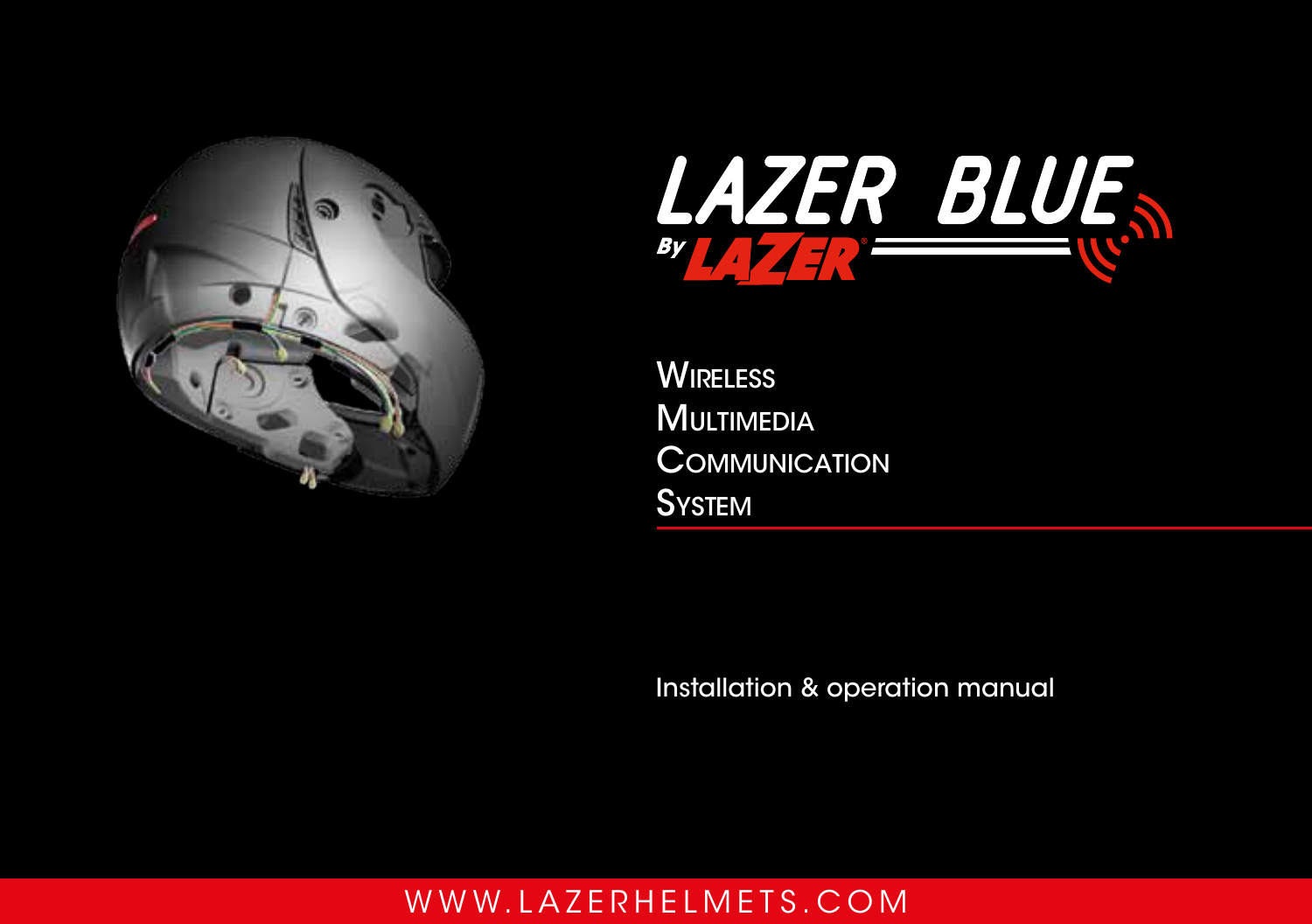# LAZER BLUE

By LAZER

WIRELESS
MULTIMEDIA
COMMUNICATION
SYSTEM

Installation & operation manual

WWW.LAZERHELMETS.COM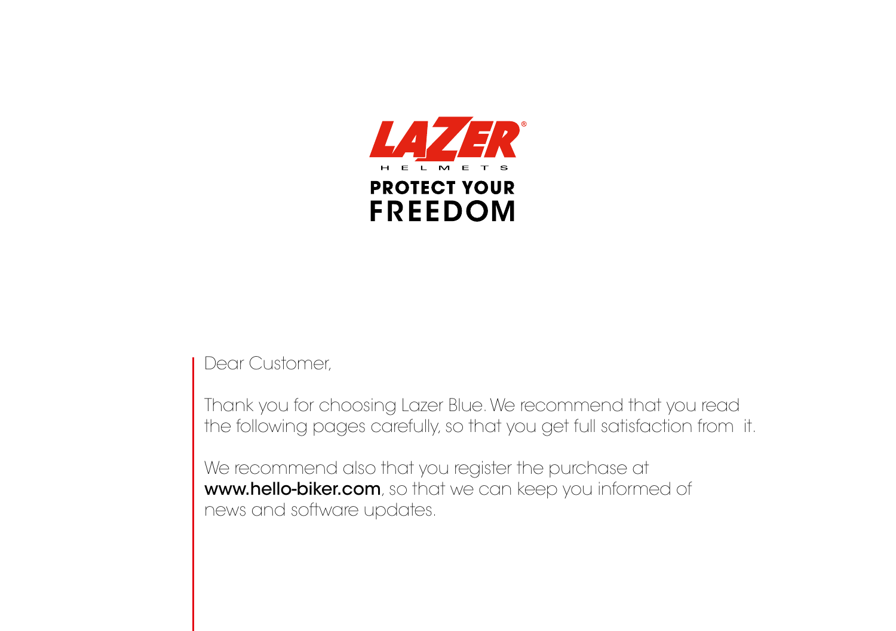**LAZER®**

HELMETS

**PROTECT YOUR**
**FREEDOM**

Dear Customer,

Thank you for choosing Lazer Blue. We recommend that you read the following pages carefully, so that you get full satisfaction from it.

We recommend also that you register the purchase at **www.hello-biker.com**, so that we can keep you informed of news and software updates.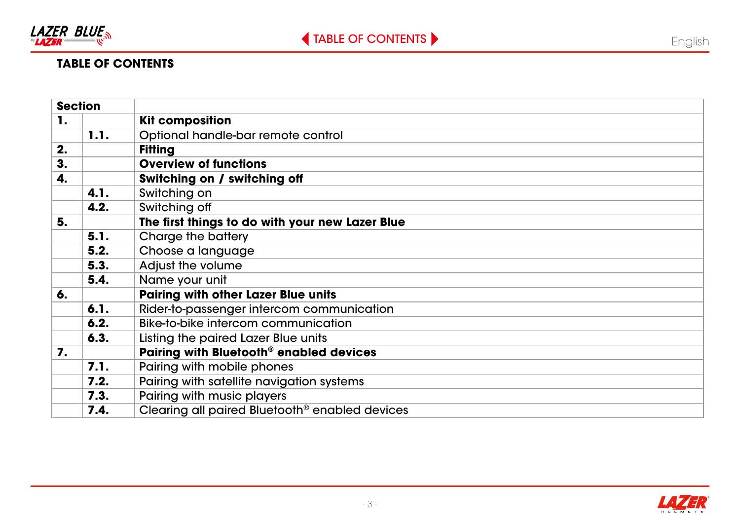## TABLE OF CONTENTS

| Section | | |
|---|---|---|
| **1.** | | **Kit composition** |
| | **1.1.** | Optional handle-bar remote control |
| **2.** | | **Fitting** |
| **3.** | | **Overview of functions** |
| **4.** | | **Switching on / switching off** |
| | **4.1.** | Switching on |
| | **4.2.** | Switching off |
| **5.** | | **The first things to do with your new Lazer Blue** |
| | **5.1.** | Charge the battery |
| | **5.2.** | Choose a language |
| | **5.3.** | Adjust the volume |
| | **5.4.** | Name your unit |
| **6.** | | **Pairing with other Lazer Blue units** |
| | **6.1.** | Rider-to-passenger intercom communication |
| | **6.2.** | Bike-to-bike intercom communication |
| | **6.3.** | Listing the paired Lazer Blue units |
| **7.** | | **Pairing with Bluetooth® enabled devices** |
| | **7.1.** | Pairing with mobile phones |
| | **7.2.** | Pairing with satellite navigation systems |
| | **7.3.** | Pairing with music players |
| | **7.4.** | Clearing all paired Bluetooth® enabled devices |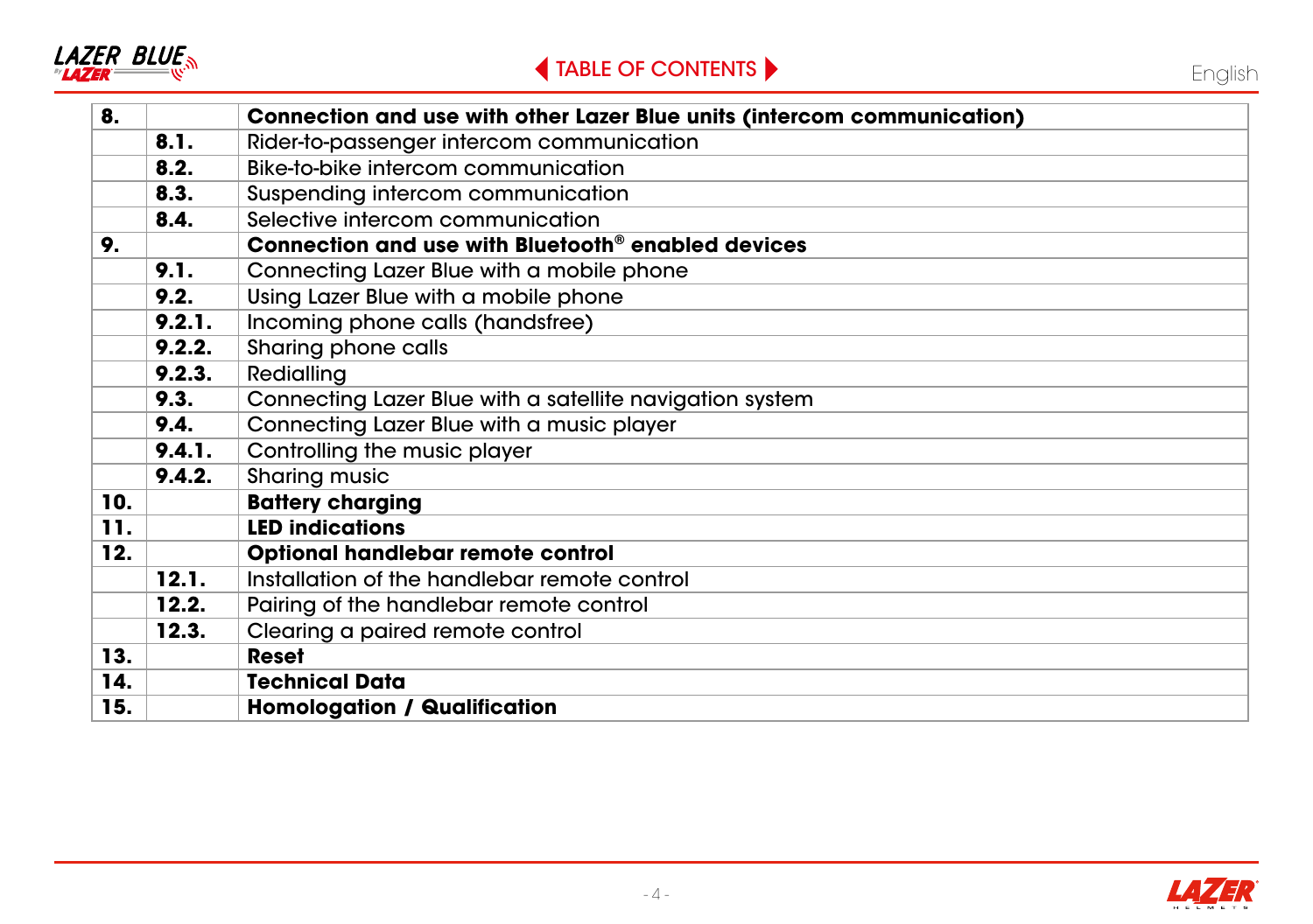| | | |
|---|---|---|
| **8.** | | **Connection and use with other Lazer Blue units (intercom communication)** |
| | **8.1.** | Rider-to-passenger intercom communication |
| | **8.2.** | Bike-to-bike intercom communication |
| | **8.3.** | Suspending intercom communication |
| | **8.4.** | Selective intercom communication |
| **9.** | | **Connection and use with Bluetooth® enabled devices** |
| | **9.1.** | Connecting Lazer Blue with a mobile phone |
| | **9.2.** | Using Lazer Blue with a mobile phone |
| | **9.2.1.** | Incoming phone calls (handsfree) |
| | **9.2.2.** | Sharing phone calls |
| | **9.2.3.** | Redialling |
| | **9.3.** | Connecting Lazer Blue with a satellite navigation system |
| | **9.4.** | Connecting Lazer Blue with a music player |
| | **9.4.1.** | Controlling the music player |
| | **9.4.2.** | Sharing music |
| **10.** | | **Battery charging** |
| **11.** | | **LED indications** |
| **12.** | | **Optional handlebar remote control** |
| | **12.1.** | Installation of the handlebar remote control |
| | **12.2.** | Pairing of the handlebar remote control |
| | **12.3.** | Clearing a paired remote control |
| **13.** | | **Reset** |
| **14.** | | **Technical Data** |
| **15.** | | **Homologation / Qualification** |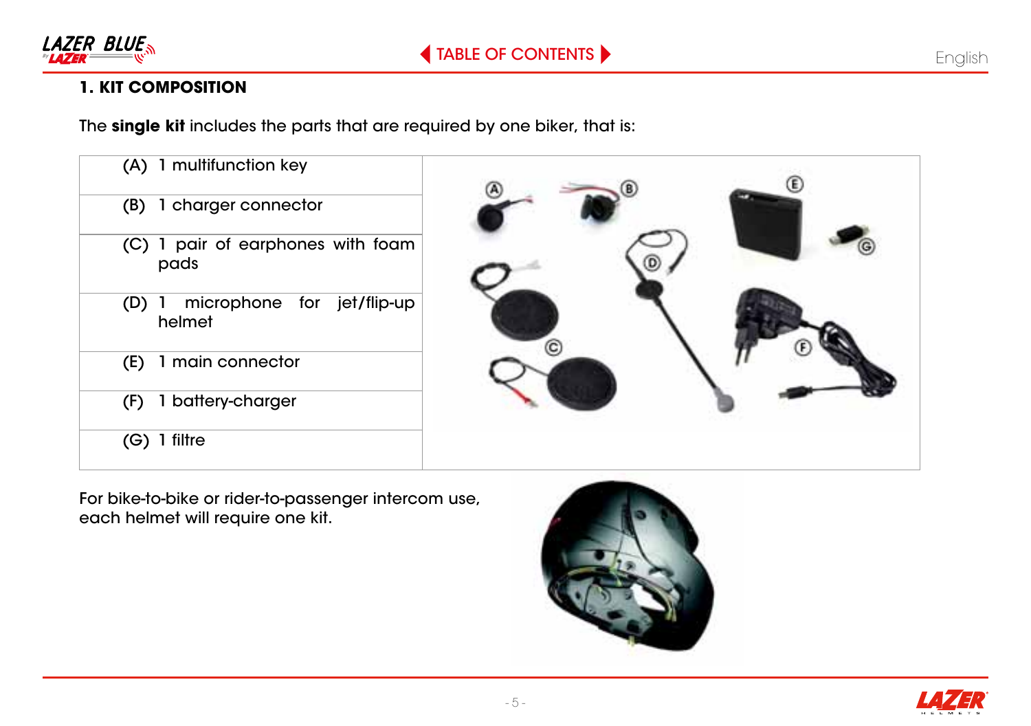## 1. KIT COMPOSITION

The **single kit** includes the parts that are required by one biker, that is:

| | |
|---|---|
| (A) 1 multifunction key | |
| (B) 1 charger connector | |
| (C) 1 pair of earphones with foam pads | |
| (D) 1 microphone for jet/flip-up helmet | |
| (E) 1 main connector | |
| (F) 1 battery-charger | |
| (G) 1 filtre | |

For bike-to-bike or rider-to-passenger intercom use, each helmet will require one kit.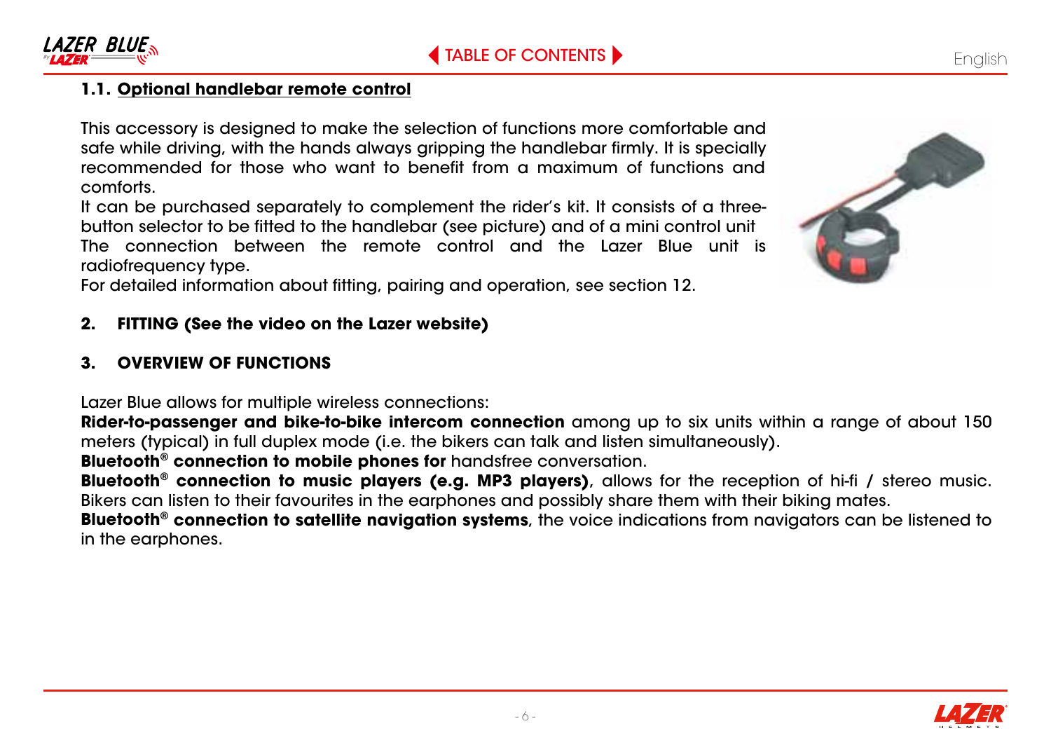### 1.1. Optional handlebar remote control

This accessory is designed to make the selection of functions more comfortable and safe while driving, with the hands always gripping the handlebar firmly. It is specially recommended for those who want to benefit from a maximum of functions and comforts.
It can be purchased separately to complement the rider's kit. It consists of a three-button selector to be fitted to the handlebar (see picture) and of a mini control unit
The connection between the remote control and the Lazer Blue unit is radiofrequency type.
For detailed information about fitting, pairing and operation, see section 12.

## 2. FITTING (See the video on the Lazer website)

## 3. OVERVIEW OF FUNCTIONS

Lazer Blue allows for multiple wireless connections:
**Rider-to-passenger and bike-to-bike intercom connection** among up to six units within a range of about 150 meters (typical) in full duplex mode (i.e. the bikers can talk and listen simultaneously).
**Bluetooth® connection to mobile phones for** handsfree conversation.
**Bluetooth® connection to music players (e.g. MP3 players)**, allows for the reception of hi-fi / stereo music. Bikers can listen to their favourites in the earphones and possibly share them with their biking mates.
**Bluetooth® connection to satellite navigation systems**, the voice indications from navigators can be listened to in the earphones.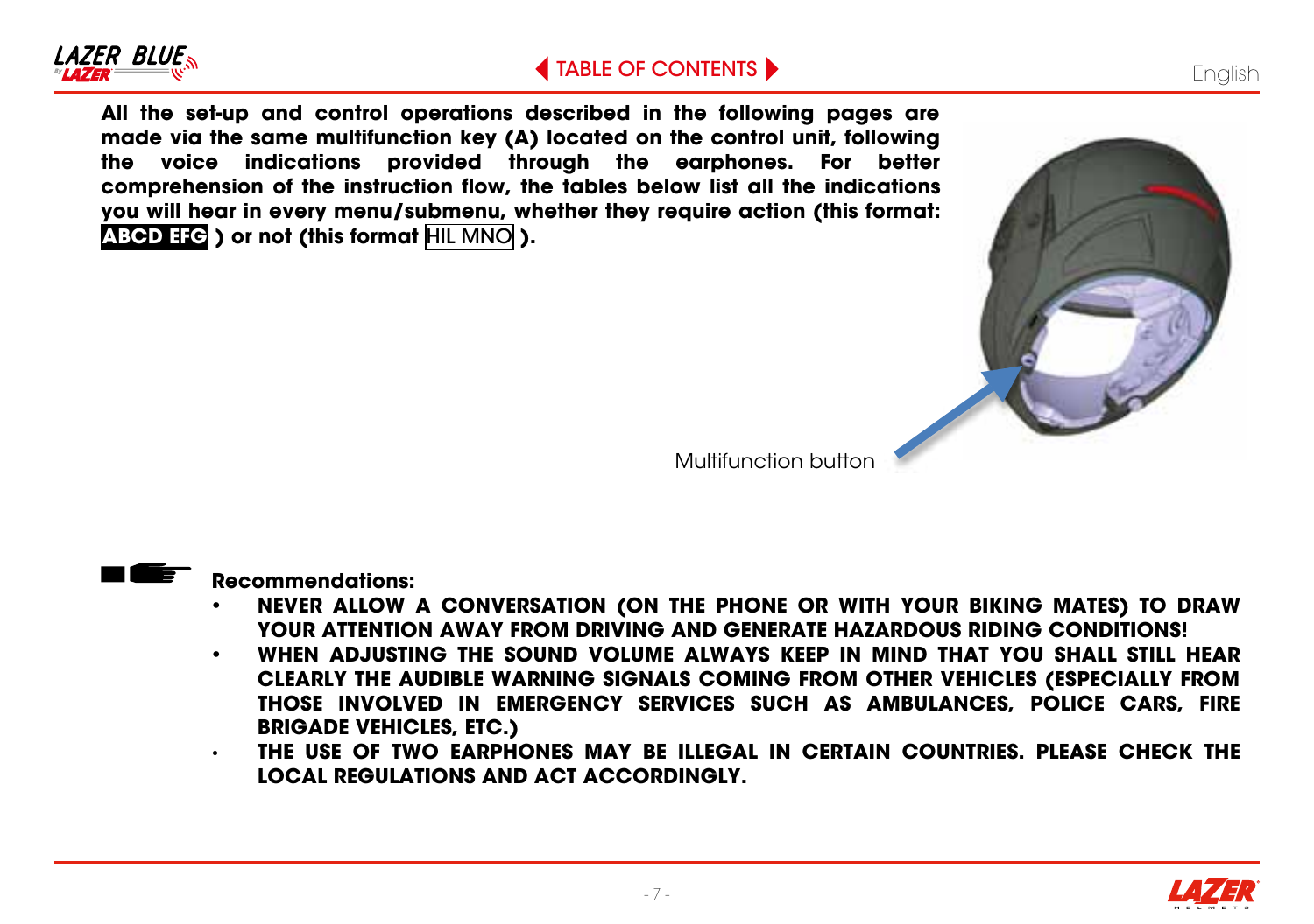**All the set-up and control operations described in the following pages are made via the same multifunction key (A) located on the control unit, following the voice indications provided through the earphones. For better comprehension of the instruction flow, the tables below list all the indications you will hear in every menu/submenu, whether they require action (this format: ABCD EFG ) or not (this format** HIL MNO **).**

Multifunction button

**Recommendations:**

- **NEVER ALLOW A CONVERSATION (ON THE PHONE OR WITH YOUR BIKING MATES) TO DRAW YOUR ATTENTION AWAY FROM DRIVING AND GENERATE HAZARDOUS RIDING CONDITIONS!**
- **WHEN ADJUSTING THE SOUND VOLUME ALWAYS KEEP IN MIND THAT YOU SHALL STILL HEAR CLEARLY THE AUDIBLE WARNING SIGNALS COMING FROM OTHER VEHICLES (ESPECIALLY FROM THOSE INVOLVED IN EMERGENCY SERVICES SUCH AS AMBULANCES, POLICE CARS, FIRE BRIGADE VEHICLES, ETC.)**
- **THE USE OF TWO EARPHONES MAY BE ILLEGAL IN CERTAIN COUNTRIES. PLEASE CHECK THE LOCAL REGULATIONS AND ACT ACCORDINGLY.**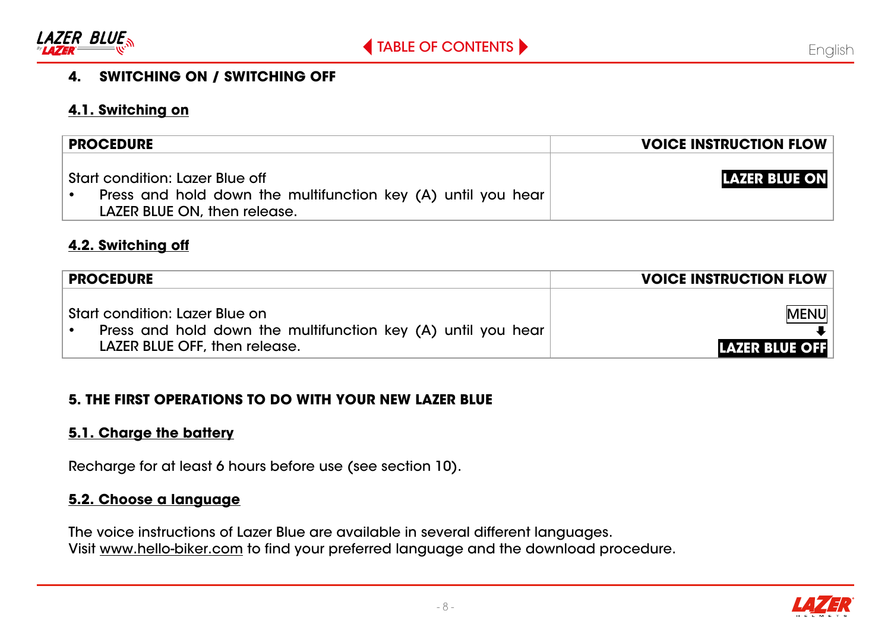## 4. SWITCHING ON / SWITCHING OFF

### 4.1. Switching on

| PROCEDURE | VOICE INSTRUCTION FLOW |
|---|---|
| Start condition: Lazer Blue off<br>• Press and hold down the multifunction key (A) until you hear LAZER BLUE ON, then release. | LAZER BLUE ON |

### 4.2. Switching off

| PROCEDURE | VOICE INSTRUCTION FLOW |
|---|---|
| Start condition: Lazer Blue on<br>• Press and hold down the multifunction key (A) until you hear LAZER BLUE OFF, then release. | MENU<br>⬇<br>LAZER BLUE OFF |

## 5. THE FIRST OPERATIONS TO DO WITH YOUR NEW LAZER BLUE

### 5.1. Charge the battery

Recharge for at least 6 hours before use (see section 10).

### 5.2. Choose a language

The voice instructions of Lazer Blue are available in several different languages.
Visit www.hello-biker.com to find your preferred language and the download procedure.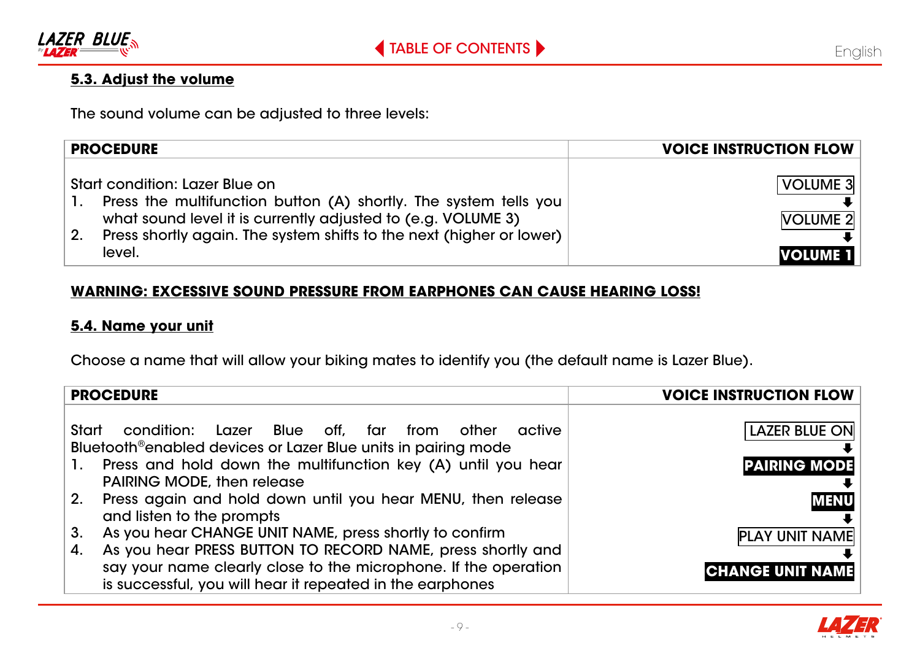#### 5.3. Adjust the volume

The sound volume can be adjusted to three levels:

| PROCEDURE | VOICE INSTRUCTION FLOW |
| --- | --- |
| Start condition: Lazer Blue on<br>1. Press the multifunction button (A) shortly. The system tells you what sound level it is currently adjusted to (e.g. VOLUME 3)<br>2. Press shortly again. The system shifts to the next (higher or lower) level. | VOLUME 3<br>⬇<br>VOLUME 2<br>⬇<br>**VOLUME 1** |

**WARNING: EXCESSIVE SOUND PRESSURE FROM EARPHONES CAN CAUSE HEARING LOSS!**

#### 5.4. Name your unit

Choose a name that will allow your biking mates to identify you (the default name is Lazer Blue).

| PROCEDURE | VOICE INSTRUCTION FLOW |
| --- | --- |
| Start condition: Lazer Blue off, far from other active Bluetooth®enabled devices or Lazer Blue units in pairing mode<br>1. Press and hold down the multifunction key (A) until you hear PAIRING MODE, then release<br>2. Press again and hold down until you hear MENU, then release and listen to the prompts<br>3. As you hear CHANGE UNIT NAME, press shortly to confirm<br>4. As you hear PRESS BUTTON TO RECORD NAME, press shortly and say your name clearly close to the microphone. If the operation is successful, you will hear it repeated in the earphones | LAZER BLUE ON<br>⬇<br>**PAIRING MODE**<br>⬇<br>**MENU**<br>⬇<br>PLAY UNIT NAME<br>⬇<br>**CHANGE UNIT NAME** |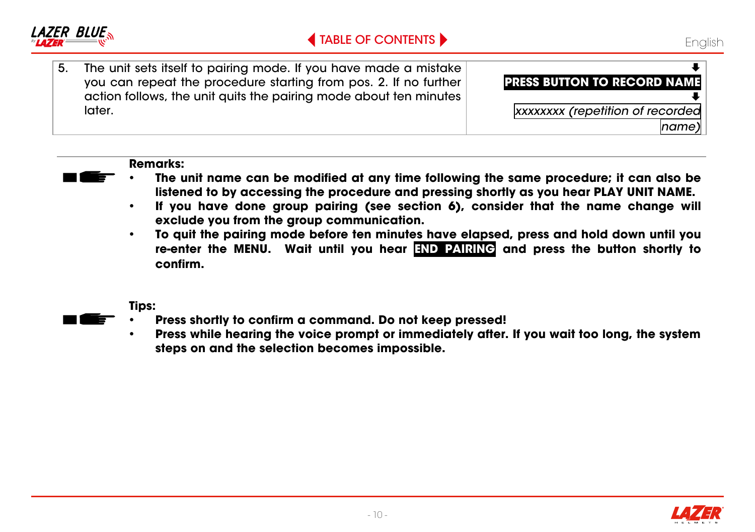| | |
|---|---|
| 5. The unit sets itself to pairing mode. If you have made a mistake you can repeat the procedure starting from pos. 2. If no further action follows, the unit quits the pairing mode about ten minutes later. | ⬇ **PRESS BUTTON TO RECORD NAME** ⬇ *xxxxxxxx (repetition of recorded name)* |

**Remarks:**

- **The unit name can be modified at any time following the same procedure; it can also be listened to by accessing the procedure and pressing shortly as you hear PLAY UNIT NAME.**
- **If you have done group pairing (see section 6), consider that the name change will exclude you from the group communication.**
- **To quit the pairing mode before ten minutes have elapsed, press and hold down until you re-enter the MENU. Wait until you hear END PAIRING and press the button shortly to confirm.**

**Tips:**

- **Press shortly to confirm a command. Do not keep pressed!**
- **Press while hearing the voice prompt or immediately after. If you wait too long, the system steps on and the selection becomes impossible.**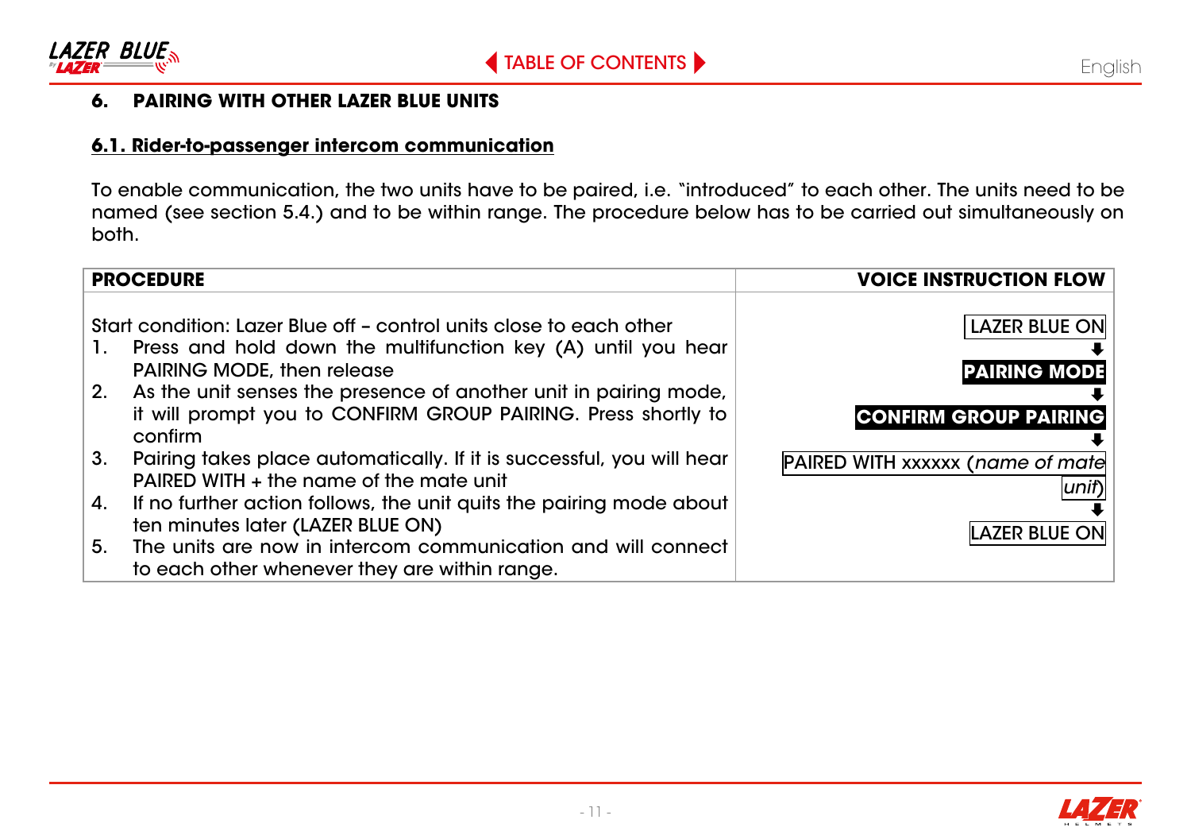## 6. PAIRING WITH OTHER LAZER BLUE UNITS

### 6.1. Rider-to-passenger intercom communication

To enable communication, the two units have to be paired, i.e. "introduced" to each other. The units need to be named (see section 5.4.) and to be within range. The procedure below has to be carried out simultaneously on both.

| PROCEDURE | VOICE INSTRUCTION FLOW |
| --- | --- |
| Start condition: Lazer Blue off – control units close to each other<br>1. Press and hold down the multifunction key (A) until you hear PAIRING MODE, then release<br>2. As the unit senses the presence of another unit in pairing mode, it will prompt you to CONFIRM GROUP PAIRING. Press shortly to confirm<br>3. Pairing takes place automatically. If it is successful, you will hear PAIRED WITH + the name of the mate unit<br>4. If no further action follows, the unit quits the pairing mode about ten minutes later (LAZER BLUE ON)<br>5. The units are now in intercom communication and will connect to each other whenever they are within range. | LAZER BLUE ON<br>⬇<br>**PAIRING MODE**<br>⬇<br>**CONFIRM GROUP PAIRING**<br>⬇<br>PAIRED WITH xxxxxx (*name of mate unit*)<br>⬇<br>LAZER BLUE ON |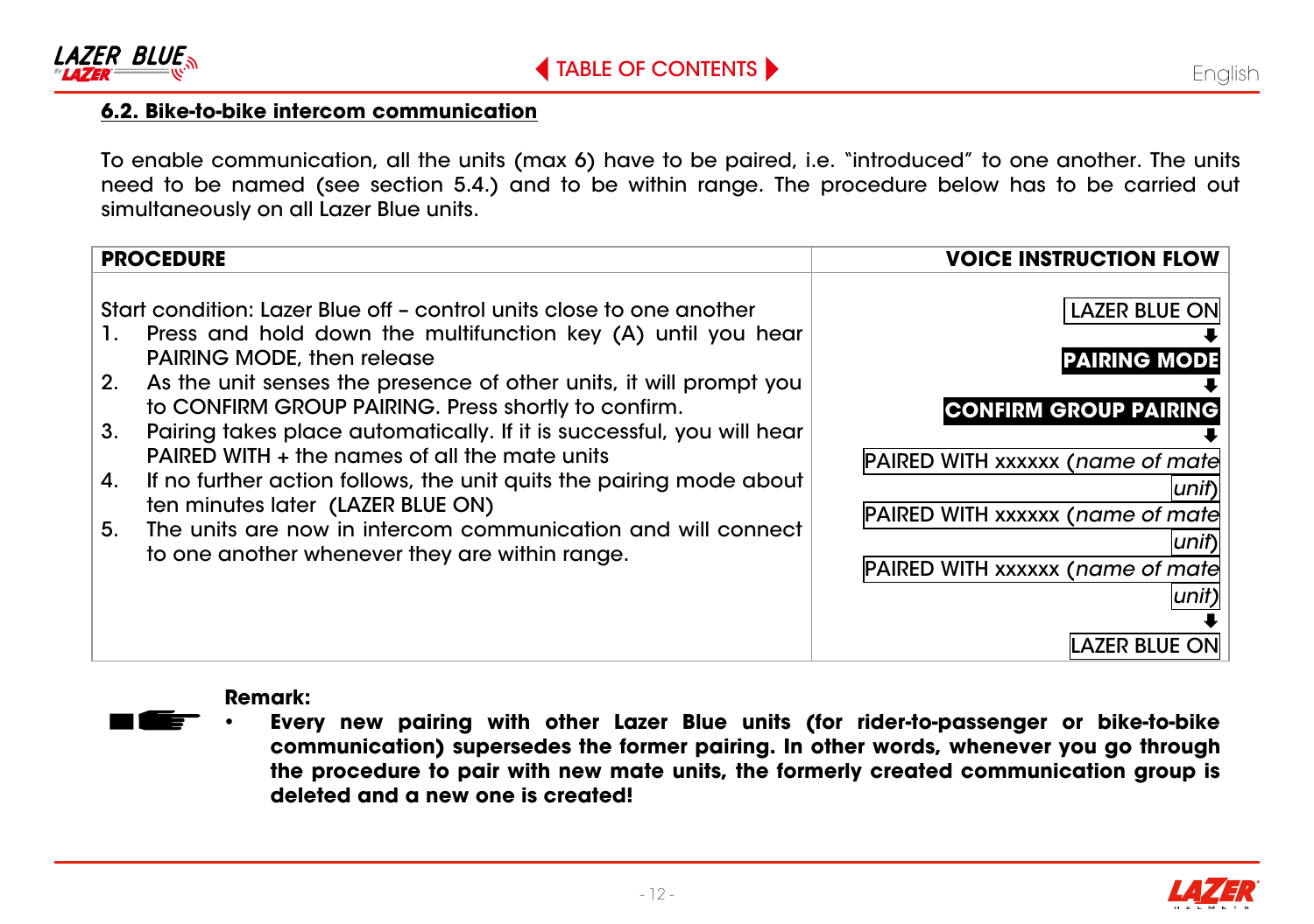## 6.2. Bike-to-bike intercom communication

To enable communication, all the units (max 6) have to be paired, i.e. "introduced" to one another. The units need to be named (see section 5.4.) and to be within range. The procedure below has to be carried out simultaneously on all Lazer Blue units.

| PROCEDURE | VOICE INSTRUCTION FLOW |
| --- | --- |
| Start condition: Lazer Blue off – control units close to one another<br>1. Press and hold down the multifunction key (A) until you hear PAIRING MODE, then release<br>2. As the unit senses the presence of other units, it will prompt you to CONFIRM GROUP PAIRING. Press shortly to confirm.<br>3. Pairing takes place automatically. If it is successful, you will hear PAIRED WITH + the names of all the mate units<br>4. If no further action follows, the unit quits the pairing mode about ten minutes later (LAZER BLUE ON)<br>5. The units are now in intercom communication and will connect to one another whenever they are within range. | LAZER BLUE ON<br>⬇<br>**PAIRING MODE**<br>⬇<br>**CONFIRM GROUP PAIRING**<br>⬇<br>PAIRED WITH xxxxxx (*name of mate unit*)<br>PAIRED WITH xxxxxx (*name of mate unit*)<br>PAIRED WITH xxxxxx (*name of mate unit*)<br>⬇<br>LAZER BLUE ON |

**Remark:**

- **Every new pairing with other Lazer Blue units (for rider-to-passenger or bike-to-bike communication) supersedes the former pairing. In other words, whenever you go through the procedure to pair with new mate units, the formerly created communication group is deleted and a new one is created!**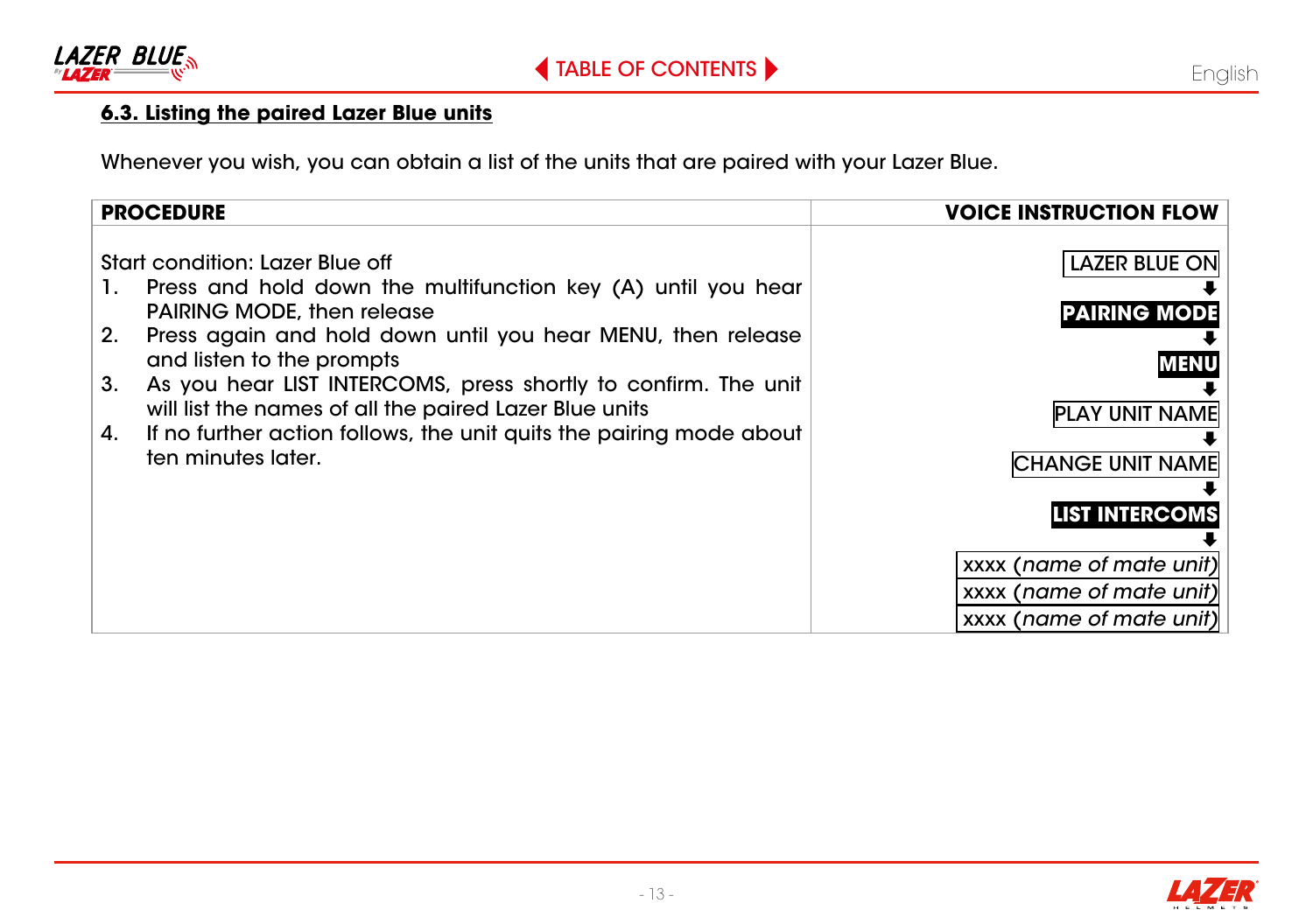### 6.3. Listing the paired Lazer Blue units

Whenever you wish, you can obtain a list of the units that are paired with your Lazer Blue.

| PROCEDURE | VOICE INSTRUCTION FLOW |
| --- | --- |
| Start condition: Lazer Blue off<br>1. Press and hold down the multifunction key (A) until you hear PAIRING MODE, then release<br>2. Press again and hold down until you hear MENU, then release and listen to the prompts<br>3. As you hear LIST INTERCOMS, press shortly to confirm. The unit will list the names of all the paired Lazer Blue units<br>4. If no further action follows, the unit quits the pairing mode about ten minutes later. | LAZER BLUE ON<br>↓<br>**PAIRING MODE**<br>↓<br>**MENU**<br>↓<br>PLAY UNIT NAME<br>↓<br>CHANGE UNIT NAME<br>↓<br>**LIST INTERCOMS**<br>↓<br>xxxx (*name of mate unit*)<br>xxxx (*name of mate unit*)<br>xxxx (*name of mate unit*) |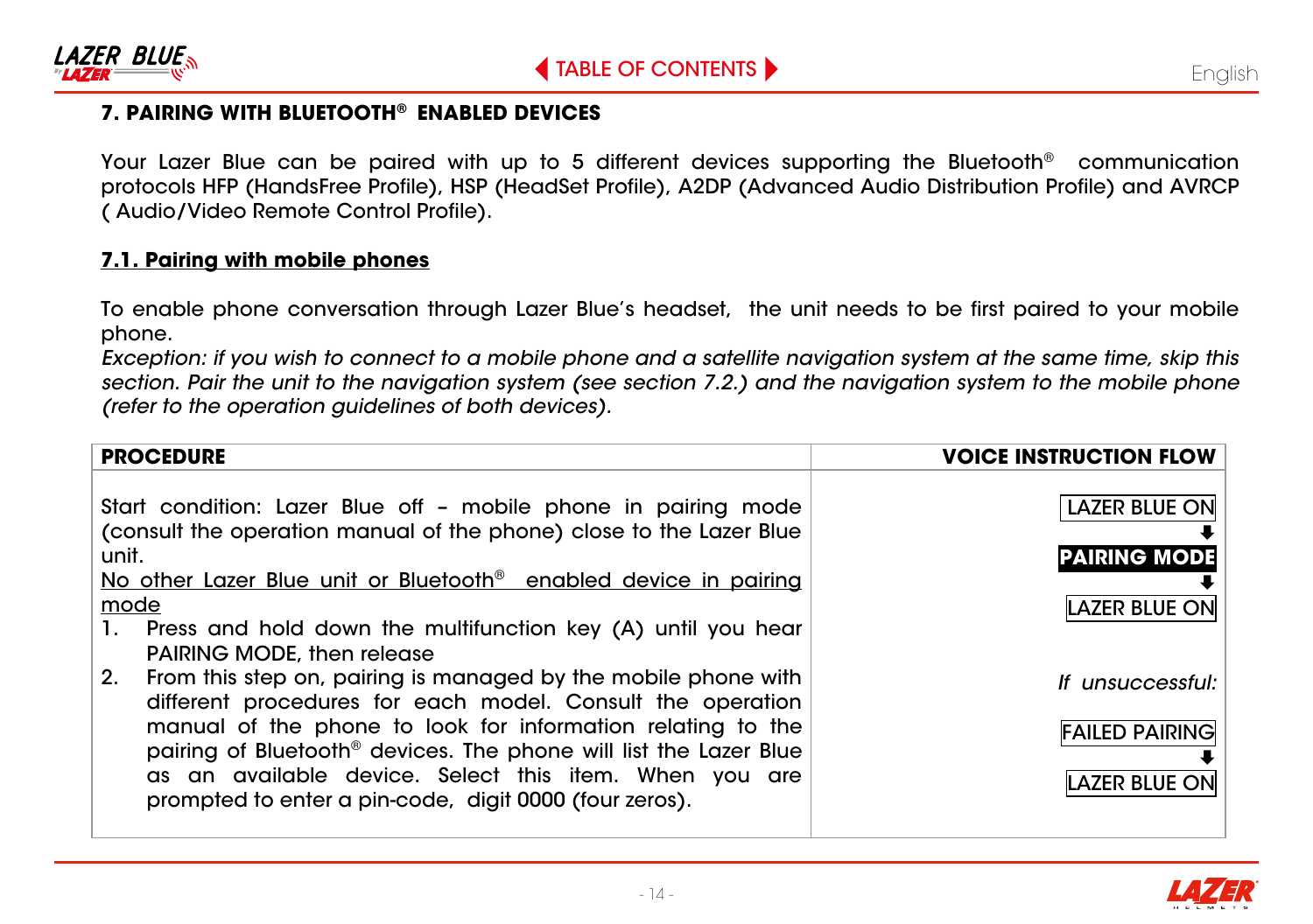## 7. PAIRING WITH BLUETOOTH® ENABLED DEVICES

Your Lazer Blue can be paired with up to 5 different devices supporting the Bluetooth® communication protocols HFP (HandsFree Profile), HSP (HeadSet Profile), A2DP (Advanced Audio Distribution Profile) and AVRCP ( Audio/Video Remote Control Profile).

### 7.1. Pairing with mobile phones

To enable phone conversation through Lazer Blue's headset, the unit needs to be first paired to your mobile phone.

*Exception: if you wish to connect to a mobile phone and a satellite navigation system at the same time, skip this section. Pair the unit to the navigation system (see section 7.2.) and the navigation system to the mobile phone (refer to the operation guidelines of both devices).*

| PROCEDURE | VOICE INSTRUCTION FLOW |
| --- | --- |
| Start condition: Lazer Blue off – mobile phone in pairing mode (consult the operation manual of the phone) close to the Lazer Blue unit.<br>No other Lazer Blue unit or Bluetooth® enabled device in pairing mode<br>1. Press and hold down the multifunction key (A) until you hear PAIRING MODE, then release<br>2. From this step on, pairing is managed by the mobile phone with different procedures for each model. Consult the operation manual of the phone to look for information relating to the pairing of Bluetooth® devices. The phone will list the Lazer Blue as an available device. Select this item. When you are prompted to enter a pin-code, digit 0000 (four zeros). | LAZER BLUE ON<br>⬇<br>**PAIRING MODE**<br>⬇<br>LAZER BLUE ON<br><br>*If unsuccessful:*<br><br>FAILED PAIRING<br>⬇<br>LAZER BLUE ON |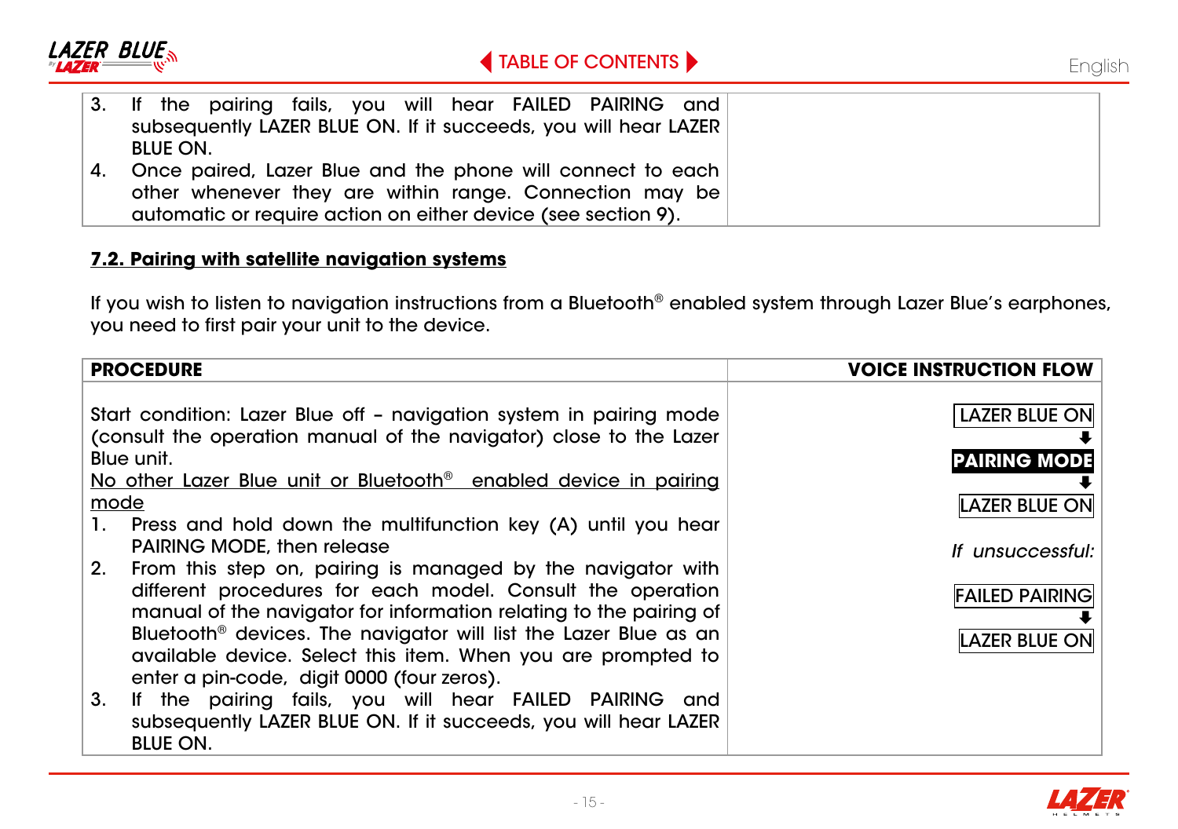| | |
|---|---|
| 3. If the pairing fails, you will hear FAILED PAIRING and subsequently LAZER BLUE ON. If it succeeds, you will hear LAZER BLUE ON.<br>4. Once paired, Lazer Blue and the phone will connect to each other whenever they are within range. Connection may be automatic or require action on either device (see section 9). | |

### 7.2. Pairing with satellite navigation systems

If you wish to listen to navigation instructions from a Bluetooth® enabled system through Lazer Blue's earphones, you need to first pair your unit to the device.

| PROCEDURE | VOICE INSTRUCTION FLOW |
|---|---|
| Start condition: Lazer Blue off – navigation system in pairing mode (consult the operation manual of the navigator) close to the Lazer Blue unit.<br>No other Lazer Blue unit or Bluetooth® enabled device in pairing mode<br>1. Press and hold down the multifunction key (A) until you hear PAIRING MODE, then release<br>2. From this step on, pairing is managed by the navigator with different procedures for each model. Consult the operation manual of the navigator for information relating to the pairing of Bluetooth® devices. The navigator will list the Lazer Blue as an available device. Select this item. When you are prompted to enter a pin-code, digit 0000 (four zeros).<br>3. If the pairing fails, you will hear FAILED PAIRING and subsequently LAZER BLUE ON. If it succeeds, you will hear LAZER BLUE ON. | LAZER BLUE ON<br>⬇<br>**PAIRING MODE**<br>⬇<br>LAZER BLUE ON<br><br>*If unsuccessful:*<br><br>FAILED PAIRING<br>⬇<br>LAZER BLUE ON |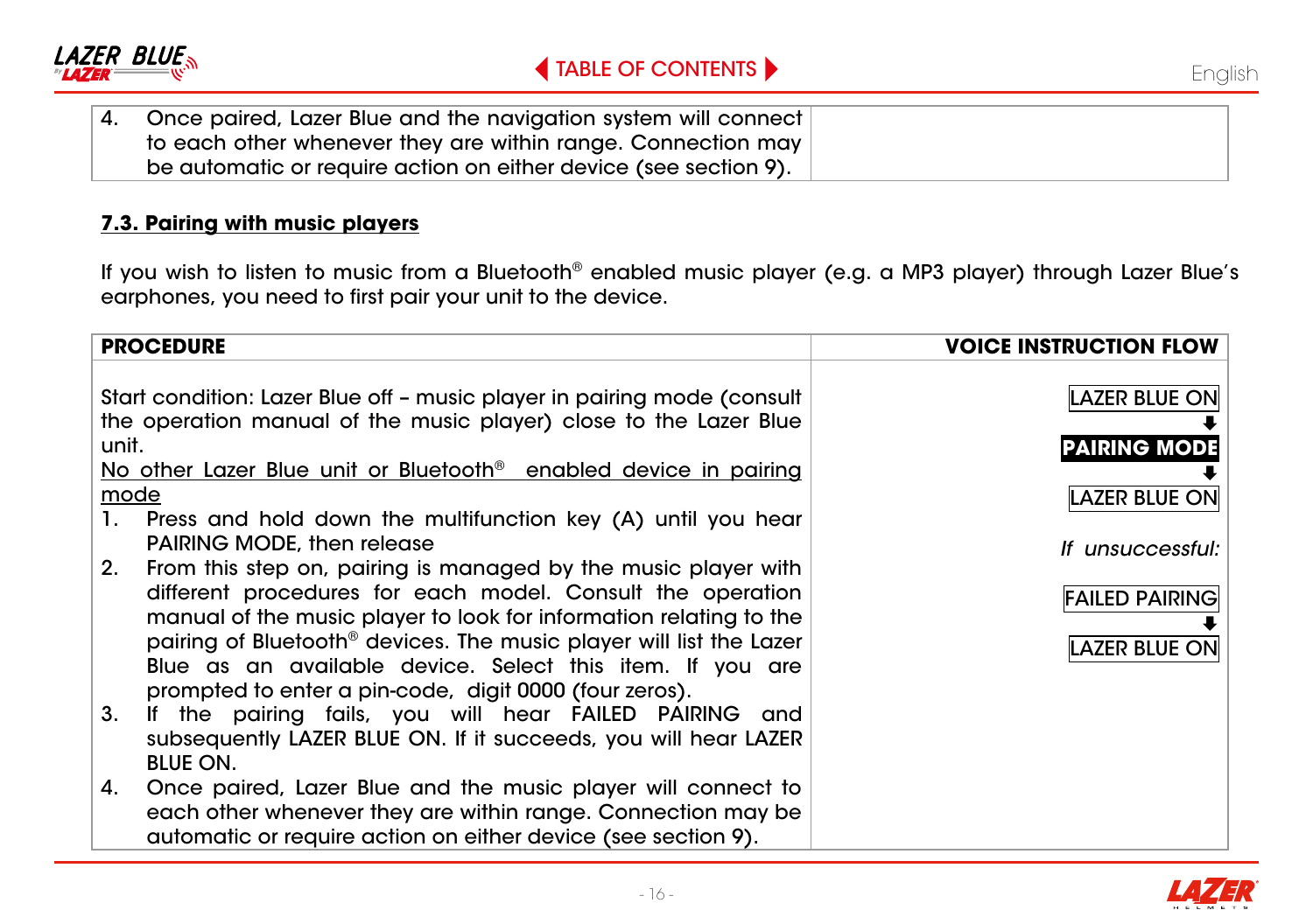| | |
|---|---|
| 4. Once paired, Lazer Blue and the navigation system will connect to each other whenever they are within range. Connection may be automatic or require action on either device (see section 9). | |

### 7.3. Pairing with music players

If you wish to listen to music from a Bluetooth® enabled music player (e.g. a MP3 player) through Lazer Blue's earphones, you need to first pair your unit to the device.

| **PROCEDURE** | **VOICE INSTRUCTION FLOW** |
|---|---|
| Start condition: Lazer Blue off – music player in pairing mode (consult the operation manual of the music player) close to the Lazer Blue unit.<br>No other Lazer Blue unit or Bluetooth® enabled device in pairing mode<br>1. Press and hold down the multifunction key (A) until you hear PAIRING MODE, then release<br>2. From this step on, pairing is managed by the music player with different procedures for each model. Consult the operation manual of the music player to look for information relating to the pairing of Bluetooth® devices. The music player will list the Lazer Blue as an available device. Select this item. If you are prompted to enter a pin-code, digit 0000 (four zeros).<br>3. If the pairing fails, you will hear FAILED PAIRING and subsequently LAZER BLUE ON. If it succeeds, you will hear LAZER BLUE ON.<br>4. Once paired, Lazer Blue and the music player will connect to each other whenever they are within range. Connection may be automatic or require action on either device (see section 9). | LAZER BLUE ON<br>↓<br>**PAIRING MODE**<br>↓<br>LAZER BLUE ON<br><br>*If unsuccessful:*<br><br>FAILED PAIRING<br>↓<br>LAZER BLUE ON |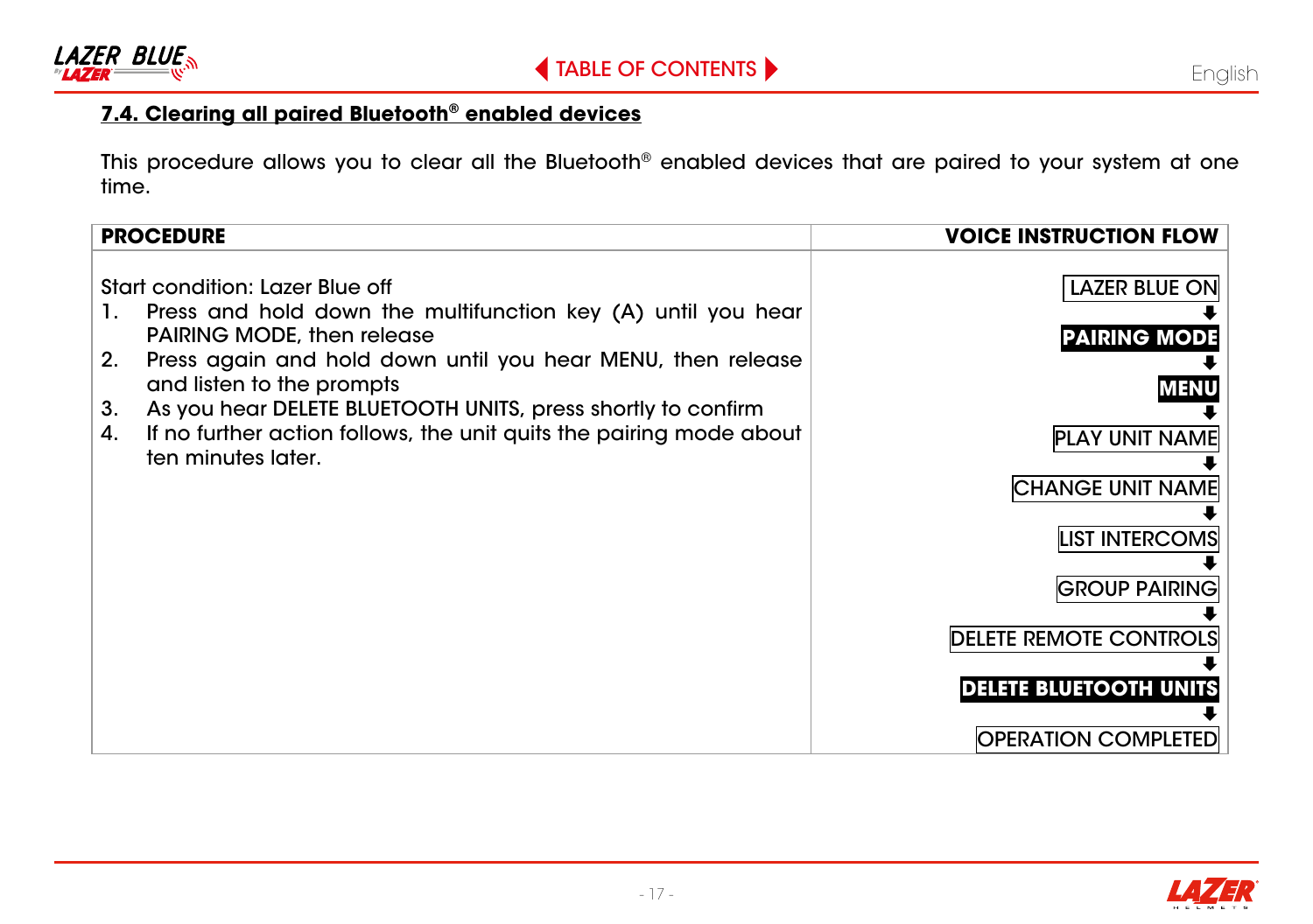## 7.4. Clearing all paired Bluetooth® enabled devices

This procedure allows you to clear all the Bluetooth® enabled devices that are paired to your system at one time.

| PROCEDURE | VOICE INSTRUCTION FLOW |
|---|---|
| Start condition: Lazer Blue off<br>1. Press and hold down the multifunction key (A) until you hear PAIRING MODE, then release<br>2. Press again and hold down until you hear MENU, then release and listen to the prompts<br>3. As you hear DELETE BLUETOOTH UNITS, press shortly to confirm<br>4. If no further action follows, the unit quits the pairing mode about ten minutes later. | LAZER BLUE ON<br>⬇<br>**PAIRING MODE**<br>⬇<br>**MENU**<br>⬇<br>PLAY UNIT NAME<br>⬇<br>CHANGE UNIT NAME<br>⬇<br>LIST INTERCOMS<br>⬇<br>GROUP PAIRING<br>⬇<br>DELETE REMOTE CONTROLS<br>⬇<br>**DELETE BLUETOOTH UNITS**<br>⬇<br>OPERATION COMPLETED |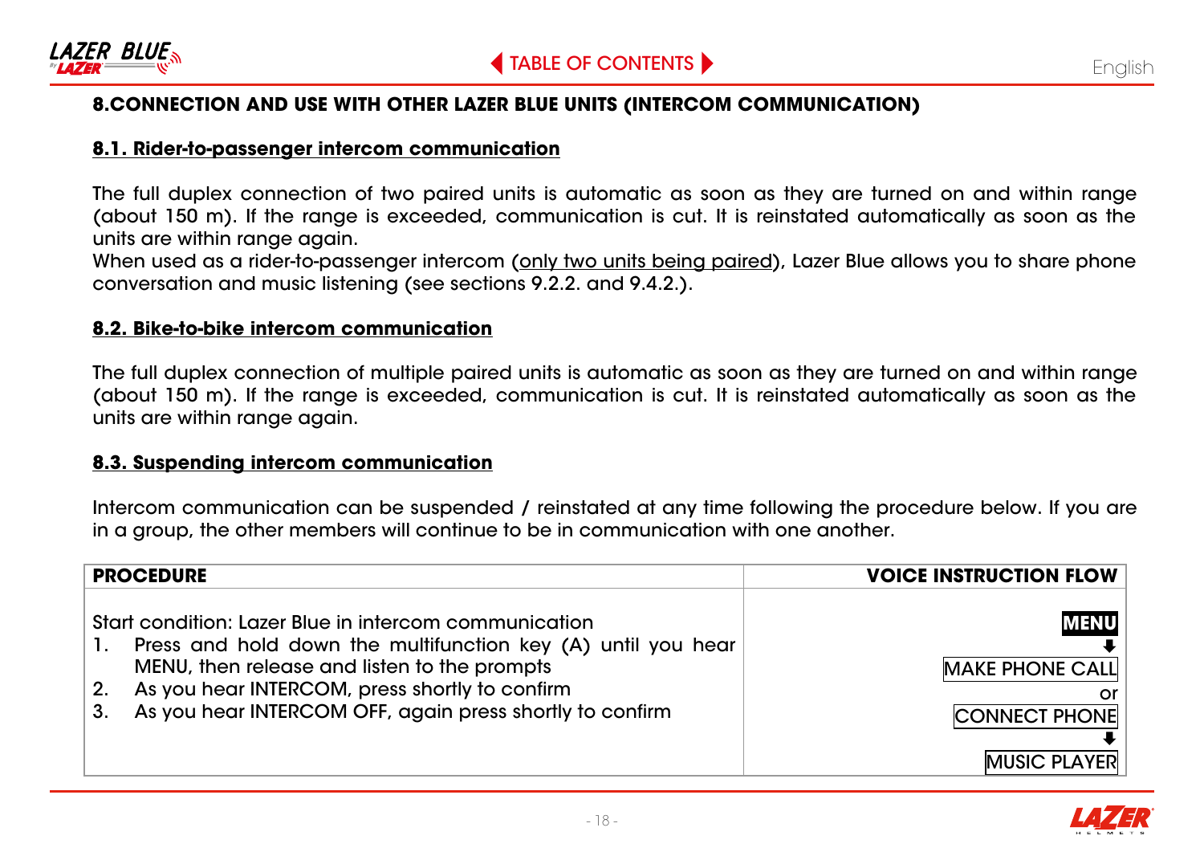## 8.CONNECTION AND USE WITH OTHER LAZER BLUE UNITS (INTERCOM COMMUNICATION)

### 8.1. Rider-to-passenger intercom communication

The full duplex connection of two paired units is automatic as soon as they are turned on and within range (about 150 m). If the range is exceeded, communication is cut. It is reinstated automatically as soon as the units are within range again.

When used as a rider-to-passenger intercom (only two units being paired), Lazer Blue allows you to share phone conversation and music listening (see sections 9.2.2. and 9.4.2.).

### 8.2. Bike-to-bike intercom communication

The full duplex connection of multiple paired units is automatic as soon as they are turned on and within range (about 150 m). If the range is exceeded, communication is cut. It is reinstated automatically as soon as the units are within range again.

### 8.3. Suspending intercom communication

Intercom communication can be suspended / reinstated at any time following the procedure below. If you are in a group, the other members will continue to be in communication with one another.

| PROCEDURE | VOICE INSTRUCTION FLOW |
|---|---|
| Start condition: Lazer Blue in intercom communication<br>1. Press and hold down the multifunction key (A) until you hear MENU, then release and listen to the prompts<br>2. As you hear INTERCOM, press shortly to confirm<br>3. As you hear INTERCOM OFF, again press shortly to confirm | MENU<br>⬇<br>MAKE PHONE CALL<br>or<br>CONNECT PHONE<br>⬇<br>MUSIC PLAYER |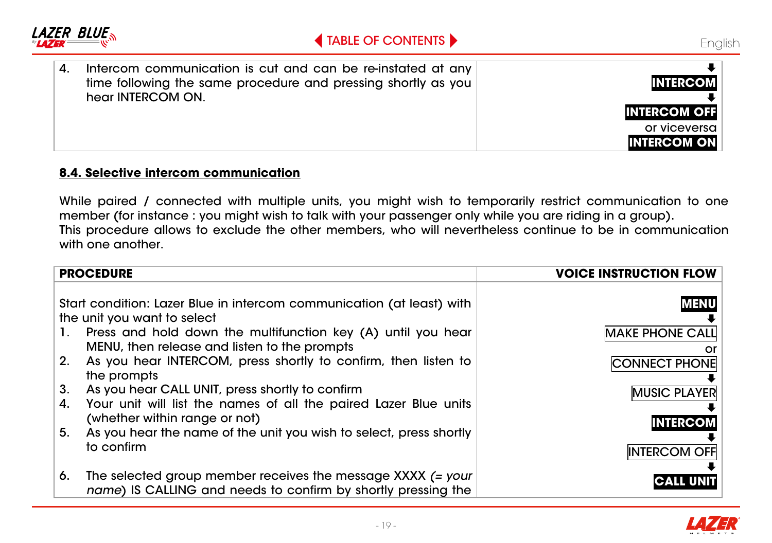| | |
|---|---|
| 4. Intercom communication is cut and can be re-instated at any time following the same procedure and pressing shortly as you hear INTERCOM ON. | ⬇ **INTERCOM** ⬇ **INTERCOM OFF** or viceversa **INTERCOM ON** |

## 8.4. Selective intercom communication

While paired / connected with multiple units, you might wish to temporarily restrict communication to one member (for instance : you might wish to talk with your passenger only while you are riding in a group).
This procedure allows to exclude the other members, who will nevertheless continue to be in communication with one another.

| PROCEDURE | VOICE INSTRUCTION FLOW |
|---|---|
| Start condition: Lazer Blue in intercom communication (at least) with the unit you want to select<br>1. Press and hold down the multifunction key (A) until you hear MENU, then release and listen to the prompts<br>2. As you hear INTERCOM, press shortly to confirm, then listen to the prompts<br>3. As you hear CALL UNIT, press shortly to confirm<br>4. Your unit will list the names of all the paired Lazer Blue units (whether within range or not)<br>5. As you hear the name of the unit you wish to select, press shortly to confirm<br>6. The selected group member receives the message XXXX *(= your name)* IS CALLING and needs to confirm by shortly pressing the | **MENU** ⬇ MAKE PHONE CALL or CONNECT PHONE ⬇ MUSIC PLAYER ⬇ **INTERCOM** ⬇ INTERCOM OFF ⬇ **CALL UNIT** |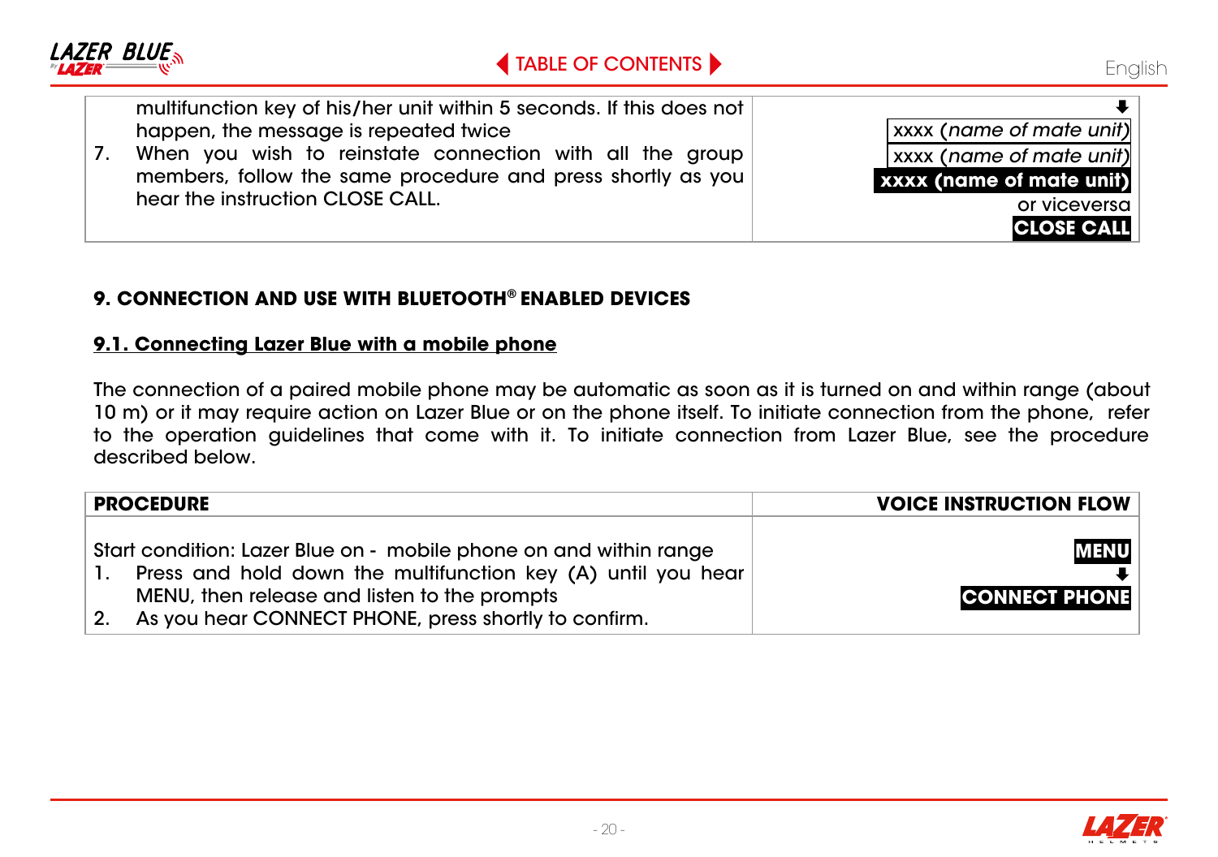| | |
|---|---|
| multifunction key of his/her unit within 5 seconds. If this does not happen, the message is repeated twice<br>7. When you wish to reinstate connection with all the group members, follow the same procedure and press shortly as you hear the instruction CLOSE CALL. | ⬇<br>xxxx (*name of mate unit*)<br>xxxx (*name of mate unit*)<br>**xxxx (name of mate unit)**<br>or viceversa<br>**CLOSE CALL** |

## 9. CONNECTION AND USE WITH BLUETOOTH® ENABLED DEVICES

### 9.1. Connecting Lazer Blue with a mobile phone

The connection of a paired mobile phone may be automatic as soon as it is turned on and within range (about 10 m) or it may require action on Lazer Blue or on the phone itself. To initiate connection from the phone, refer to the operation guidelines that come with it. To initiate connection from Lazer Blue, see the procedure described below.

| PROCEDURE | VOICE INSTRUCTION FLOW |
|---|---|
| Start condition: Lazer Blue on - mobile phone on and within range<br>1. Press and hold down the multifunction key (A) until you hear MENU, then release and listen to the prompts<br>2. As you hear CONNECT PHONE, press shortly to confirm. | **MENU**<br>⬇<br>**CONNECT PHONE** |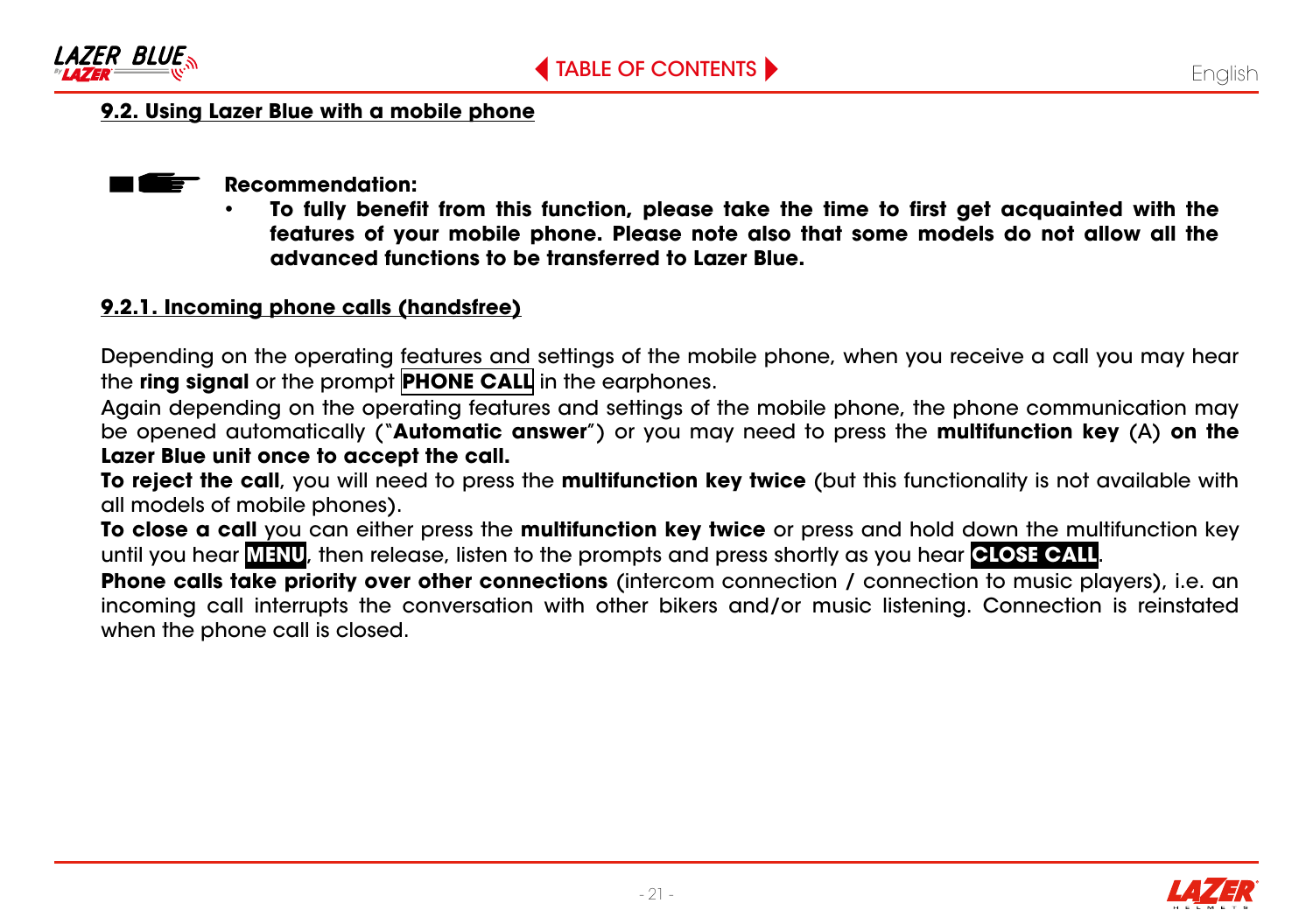### 9.2. Using Lazer Blue with a mobile phone

**Recommendation:**

- **To fully benefit from this function, please take the time to first get acquainted with the features of your mobile phone. Please note also that some models do not allow all the advanced functions to be transferred to Lazer Blue.**

#### 9.2.1. Incoming phone calls (handsfree)

Depending on the operating features and settings of the mobile phone, when you receive a call you may hear the **ring signal** or the prompt **PHONE CALL** in the earphones.

Again depending on the operating features and settings of the mobile phone, the phone communication may be opened automatically ("**Automatic answer**") or you may need to press the **multifunction key** (A) **on the Lazer Blue unit once to accept the call.**

**To reject the call**, you will need to press the **multifunction key twice** (but this functionality is not available with all models of mobile phones).

**To close a call** you can either press the **multifunction key twice** or press and hold down the multifunction key until you hear **MENU**, then release, listen to the prompts and press shortly as you hear **CLOSE CALL**.

**Phone calls take priority over other connections** (intercom connection / connection to music players), i.e. an incoming call interrupts the conversation with other bikers and/or music listening. Connection is reinstated when the phone call is closed.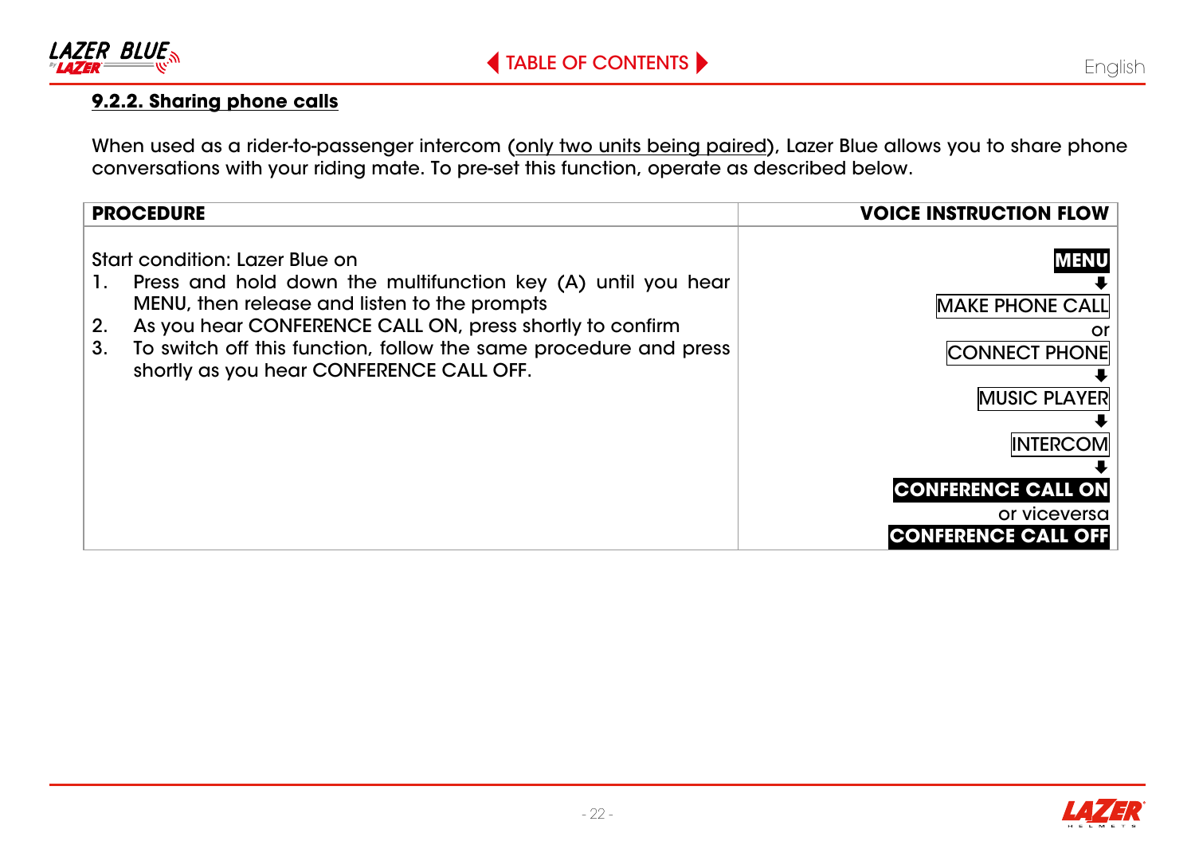#### 9.2.2. Sharing phone calls

When used as a rider-to-passenger intercom (only two units being paired), Lazer Blue allows you to share phone conversations with your riding mate. To pre-set this function, operate as described below.

| PROCEDURE | VOICE INSTRUCTION FLOW |
|---|---|
| Start condition: Lazer Blue on<br>1. Press and hold down the multifunction key (A) until you hear MENU, then release and listen to the prompts<br>2. As you hear CONFERENCE CALL ON, press shortly to confirm<br>3. To switch off this function, follow the same procedure and press shortly as you hear CONFERENCE CALL OFF. | **MENU**<br>⬇<br>MAKE PHONE CALL<br>or<br>CONNECT PHONE<br>⬇<br>MUSIC PLAYER<br>⬇<br>INTERCOM<br>⬇<br>**CONFERENCE CALL ON**<br>or viceversa<br>**CONFERENCE CALL OFF** |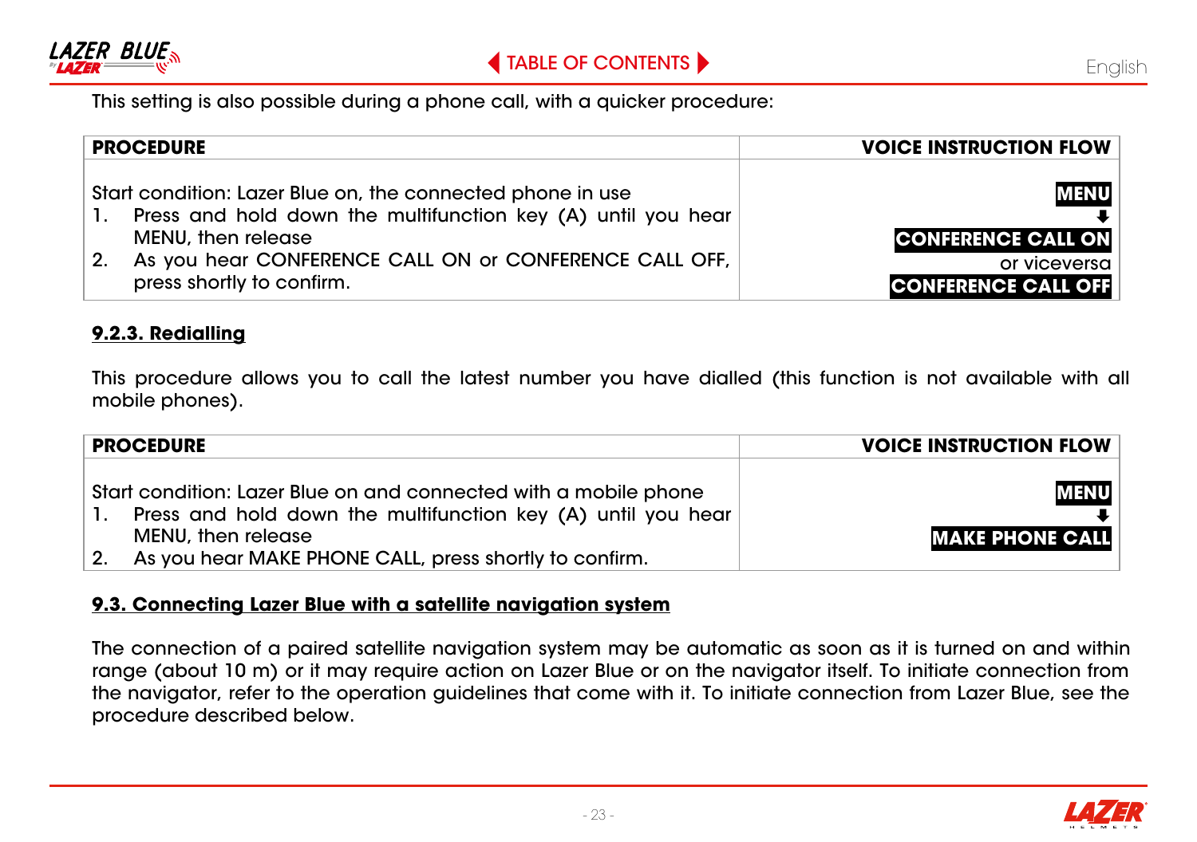This setting is also possible during a phone call, with a quicker procedure:

| PROCEDURE | VOICE INSTRUCTION FLOW |
|---|---|
| Start condition: Lazer Blue on, the connected phone in use<br>1. Press and hold down the multifunction key (A) until you hear MENU, then release<br>2. As you hear CONFERENCE CALL ON or CONFERENCE CALL OFF, press shortly to confirm. | **MENU**<br>⬇<br>**CONFERENCE CALL ON**<br>or viceversa<br>**CONFERENCE CALL OFF** |

### 9.2.3. Redialling

This procedure allows you to call the latest number you have dialled (this function is not available with all mobile phones).

| PROCEDURE | VOICE INSTRUCTION FLOW |
|---|---|
| Start condition: Lazer Blue on and connected with a mobile phone<br>1. Press and hold down the multifunction key (A) until you hear MENU, then release<br>2. As you hear MAKE PHONE CALL, press shortly to confirm. | **MENU**<br>⬇<br>**MAKE PHONE CALL** |

## 9.3. Connecting Lazer Blue with a satellite navigation system

The connection of a paired satellite navigation system may be automatic as soon as it is turned on and within range (about 10 m) or it may require action on Lazer Blue or on the navigator itself. To initiate connection from the navigator, refer to the operation guidelines that come with it. To initiate connection from Lazer Blue, see the procedure described below.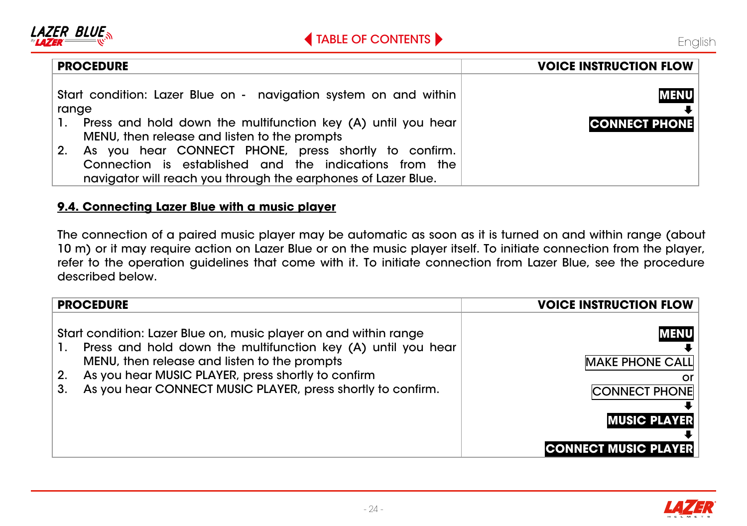| PROCEDURE | VOICE INSTRUCTION FLOW |
| --- | --- |
| Start condition: Lazer Blue on - navigation system on and within range<br>1. Press and hold down the multifunction key (A) until you hear MENU, then release and listen to the prompts<br>2. As you hear CONNECT PHONE, press shortly to confirm. Connection is established and the indications from the navigator will reach you through the earphones of Lazer Blue. | **MENU**<br>⬇<br>**CONNECT PHONE** |

### 9.4. Connecting Lazer Blue with a music player

The connection of a paired music player may be automatic as soon as it is turned on and within range (about 10 m) or it may require action on Lazer Blue or on the music player itself. To initiate connection from the player, refer to the operation guidelines that come with it. To initiate connection from Lazer Blue, see the procedure described below.

| PROCEDURE | VOICE INSTRUCTION FLOW |
| --- | --- |
| Start condition: Lazer Blue on, music player on and within range<br>1. Press and hold down the multifunction key (A) until you hear MENU, then release and listen to the prompts<br>2. As you hear MUSIC PLAYER, press shortly to confirm<br>3. As you hear CONNECT MUSIC PLAYER, press shortly to confirm. | **MENU**<br>⬇<br>MAKE PHONE CALL<br>or<br>CONNECT PHONE<br>⬇<br>**MUSIC PLAYER**<br>⬇<br>**CONNECT MUSIC PLAYER** |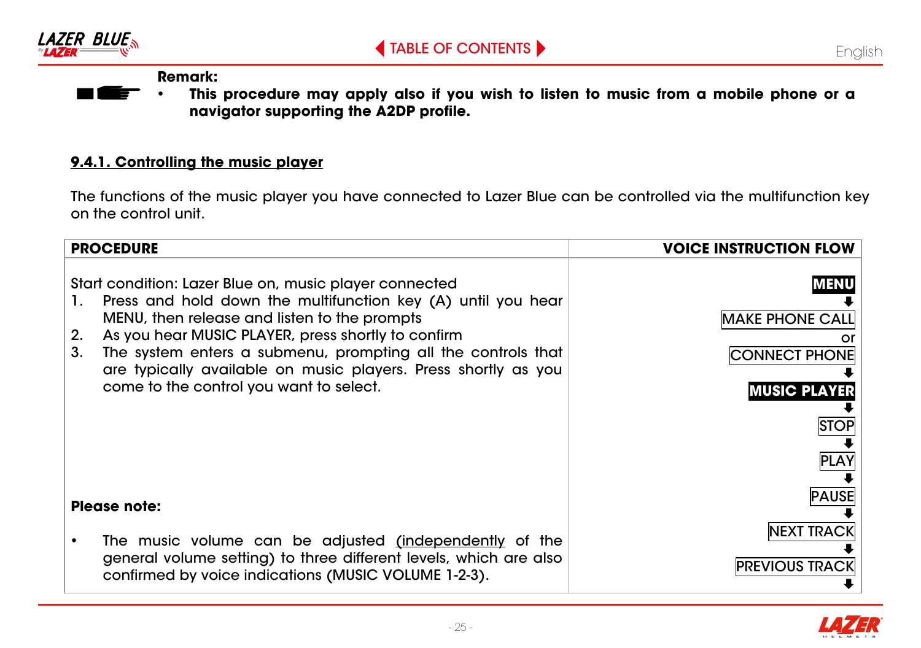**Remark:**

- **This procedure may apply also if you wish to listen to music from a mobile phone or a navigator supporting the A2DP profile.**

### 9.4.1. Controlling the music player

The functions of the music player you have connected to Lazer Blue can be controlled via the multifunction key on the control unit.

| PROCEDURE | VOICE INSTRUCTION FLOW |
|---|---|
| Start condition: Lazer Blue on, music player connected<br>1. Press and hold down the multifunction key (A) until you hear MENU, then release and listen to the prompts<br>2. As you hear MUSIC PLAYER, press shortly to confirm<br>3. The system enters a submenu, prompting all the controls that are typically available on music players. Press shortly as you come to the control you want to select.<br><br>**Please note:**<br>• The music volume can be adjusted (independently of the general volume setting) to three different levels, which are also confirmed by voice indications (MUSIC VOLUME 1-2-3). | **MENU**<br>⬇<br>MAKE PHONE CALL<br>or<br>CONNECT PHONE<br>⬇<br>**MUSIC PLAYER**<br>⬇<br>STOP<br>⬇<br>PLAY<br>⬇<br>PAUSE<br>⬇<br>NEXT TRACK<br>⬇<br>PREVIOUS TRACK<br>⬇ |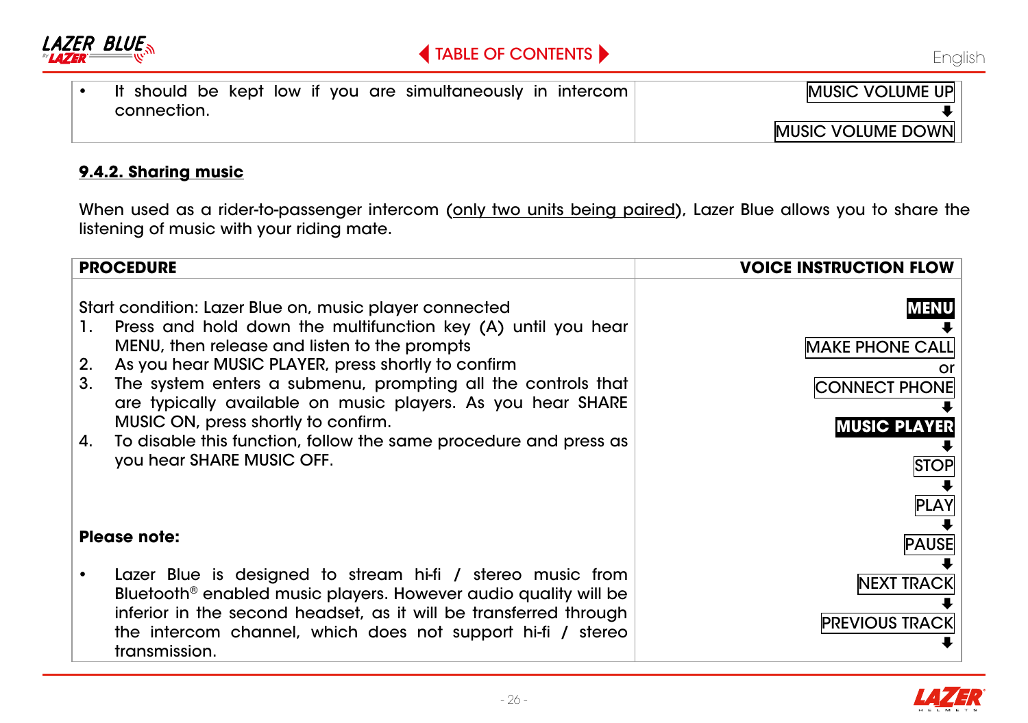| | |
|---|---|
| • It should be kept low if you are simultaneously in intercom connection. | MUSIC VOLUME UP<br>⬇<br>MUSIC VOLUME DOWN |

### 9.4.2. Sharing music

When used as a rider-to-passenger intercom (only two units being paired), Lazer Blue allows you to share the listening of music with your riding mate.

| PROCEDURE | VOICE INSTRUCTION FLOW |
|---|---|
| Start condition: Lazer Blue on, music player connected<br>1. Press and hold down the multifunction key (A) until you hear MENU, then release and listen to the prompts<br>2. As you hear MUSIC PLAYER, press shortly to confirm<br>3. The system enters a submenu, prompting all the controls that are typically available on music players. As you hear SHARE MUSIC ON, press shortly to confirm.<br>4. To disable this function, follow the same procedure and press as you hear SHARE MUSIC OFF.<br><br>**Please note:**<br><br>• Lazer Blue is designed to stream hi-fi / stereo music from Bluetooth® enabled music players. However audio quality will be inferior in the second headset, as it will be transferred through the intercom channel, which does not support hi-fi / stereo transmission. | **MENU**<br>⬇<br>MAKE PHONE CALL<br>or<br>CONNECT PHONE<br>⬇<br>**MUSIC PLAYER**<br>⬇<br>STOP<br>⬇<br>PLAY<br>⬇<br>PAUSE<br>⬇<br>NEXT TRACK<br>⬇<br>PREVIOUS TRACK<br>⬇ |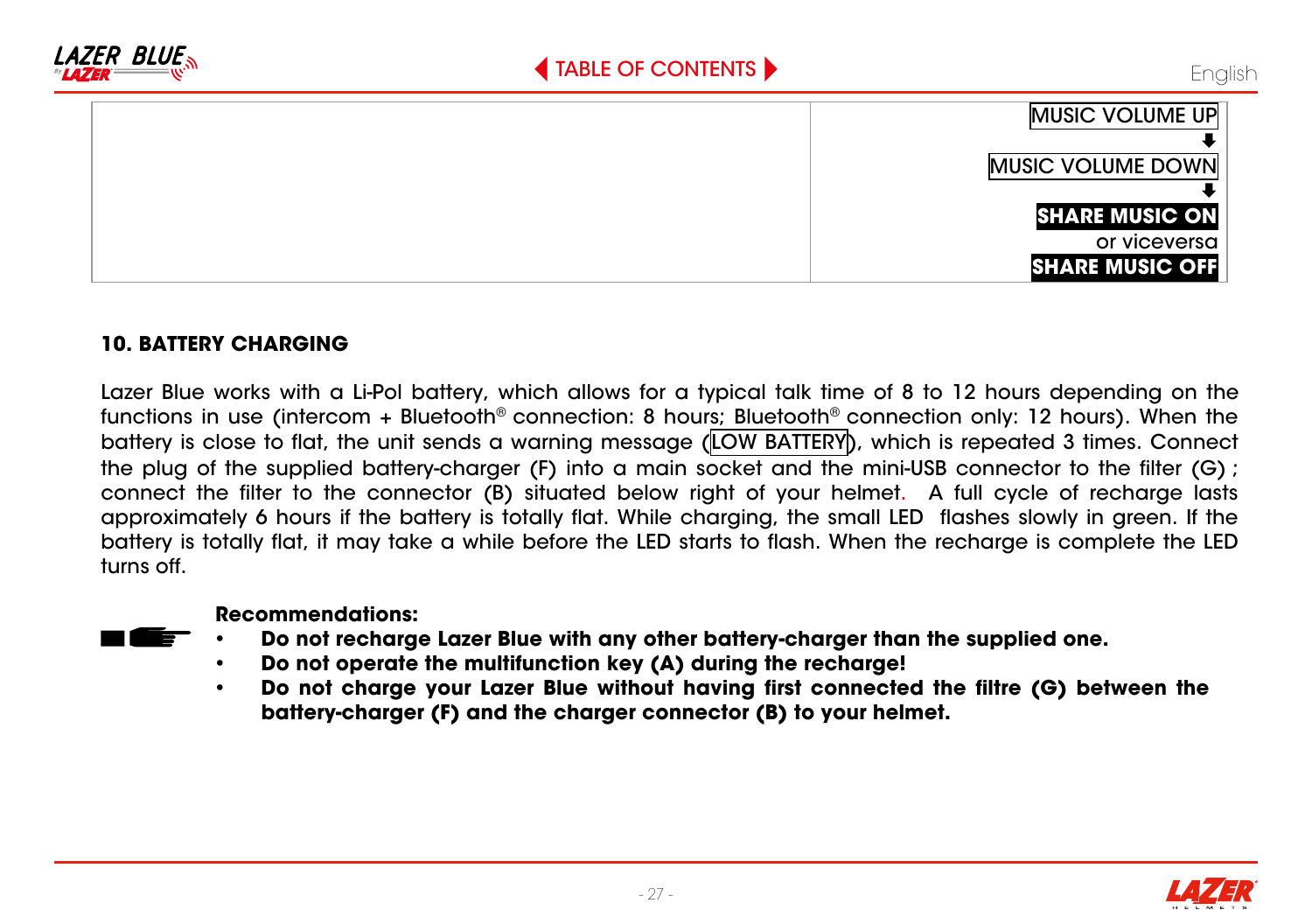| | |
|---|---|
| | MUSIC VOLUME UP<br>⬇<br>MUSIC VOLUME DOWN<br>⬇<br>**SHARE MUSIC ON**<br>or viceversa<br>**SHARE MUSIC OFF** |

## 10. BATTERY CHARGING

Lazer Blue works with a Li-Pol battery, which allows for a typical talk time of 8 to 12 hours depending on the functions in use (intercom + Bluetooth® connection: 8 hours; Bluetooth® connection only: 12 hours). When the battery is close to flat, the unit sends a warning message (LOW BATTERY), which is repeated 3 times. Connect the plug of the supplied battery-charger (F) into a main socket and the mini-USB connector to the filter (G) ; connect the filter to the connector (B) situated below right of your helmet. A full cycle of recharge lasts approximately 6 hours if the battery is totally flat. While charging, the small LED flashes slowly in green. If the battery is totally flat, it may take a while before the LED starts to flash. When the recharge is complete the LED turns off.

**Recommendations:**

- **Do not recharge Lazer Blue with any other battery-charger than the supplied one.**
- **Do not operate the multifunction key (A) during the recharge!**
- **Do not charge your Lazer Blue without having first connected the filtre (G) between the battery-charger (F) and the charger connector (B) to your helmet.**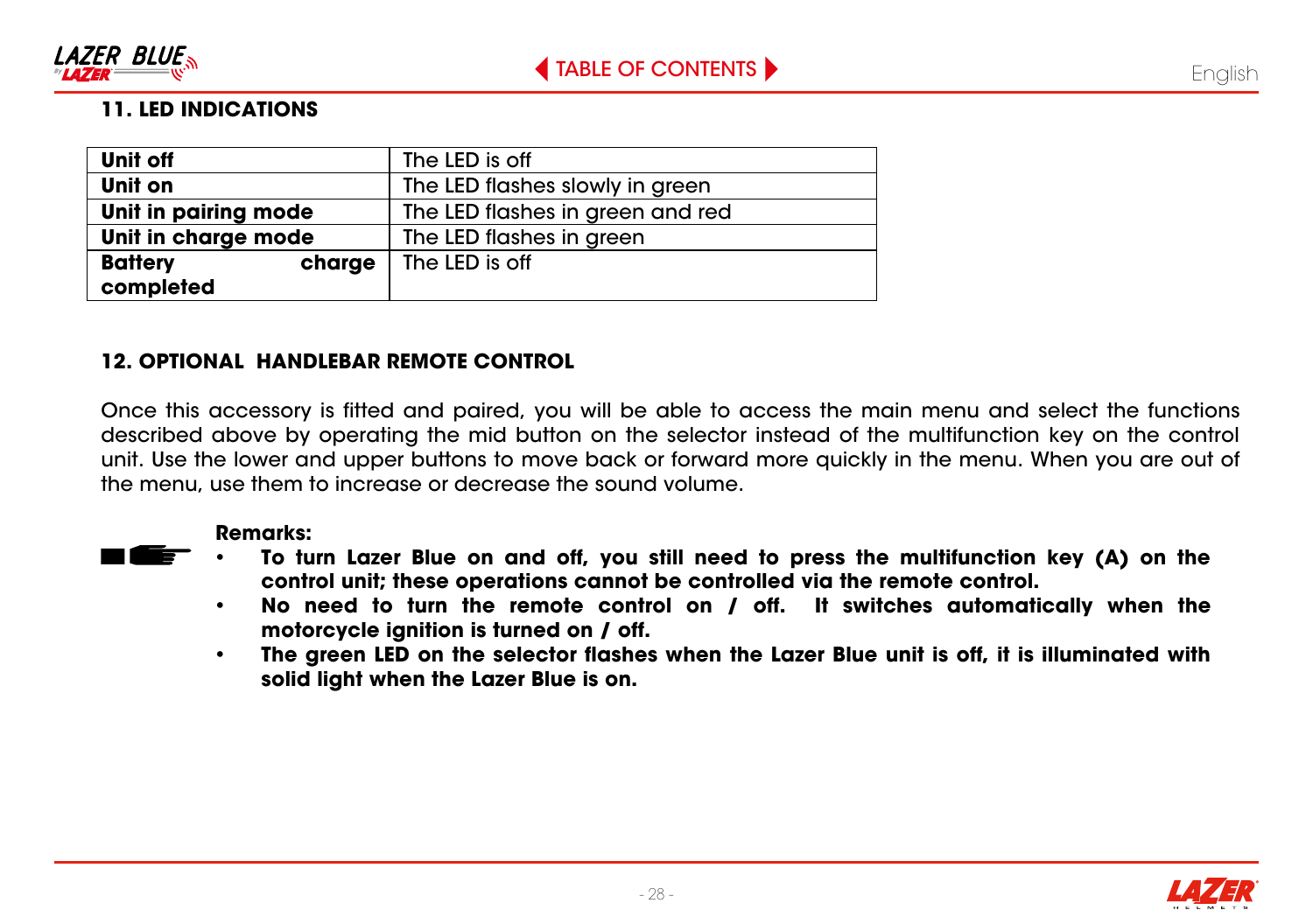## 11. LED INDICATIONS

| | |
|---|---|
| **Unit off** | The LED is off |
| **Unit on** | The LED flashes slowly in green |
| **Unit in pairing mode** | The LED flashes in green and red |
| **Unit in charge mode** | The LED flashes in green |
| **Battery charge completed** | The LED is off |

## 12. OPTIONAL HANDLEBAR REMOTE CONTROL

Once this accessory is fitted and paired, you will be able to access the main menu and select the functions described above by operating the mid button on the selector instead of the multifunction key on the control unit. Use the lower and upper buttons to move back or forward more quickly in the menu. When you are out of the menu, use them to increase or decrease the sound volume.

**Remarks:**

- **To turn Lazer Blue on and off, you still need to press the multifunction key (A) on the control unit; these operations cannot be controlled via the remote control.**
- **No need to turn the remote control on / off. It switches automatically when the motorcycle ignition is turned on / off.**
- **The green LED on the selector flashes when the Lazer Blue unit is off, it is illuminated with solid light when the Lazer Blue is on.**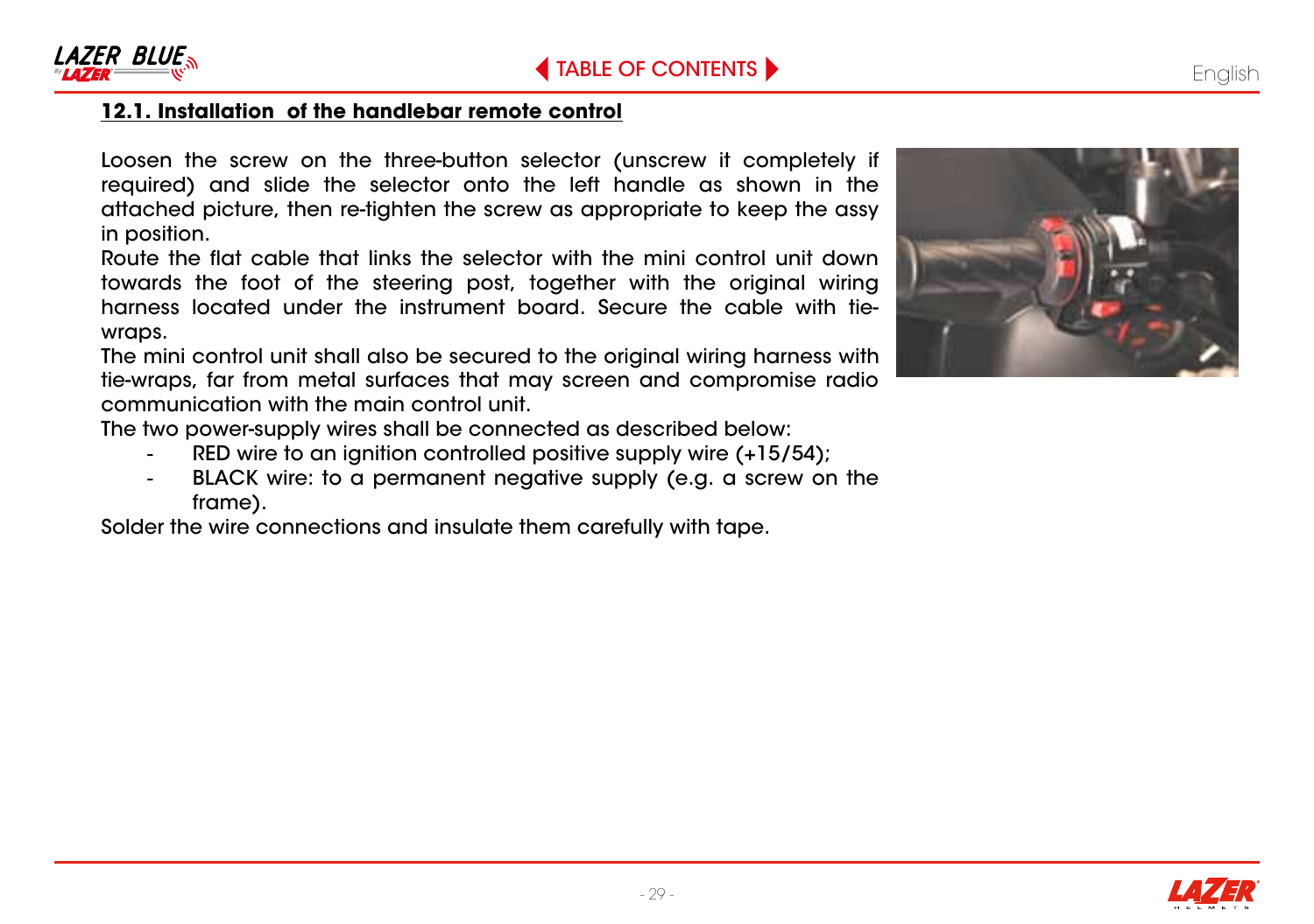## 12.1. Installation of the handlebar remote control

Loosen the screw on the three-button selector (unscrew it completely if required) and slide the selector onto the left handle as shown in the attached picture, then re-tighten the screw as appropriate to keep the assy in position.

Route the flat cable that links the selector with the mini control unit down towards the foot of the steering post, together with the original wiring harness located under the instrument board. Secure the cable with tie-wraps.

The mini control unit shall also be secured to the original wiring harness with tie-wraps, far from metal surfaces that may screen and compromise radio communication with the main control unit.

The two power-supply wires shall be connected as described below:

- RED wire to an ignition controlled positive supply wire (+15/54);
- BLACK wire: to a permanent negative supply (e.g. a screw on the frame).

Solder the wire connections and insulate them carefully with tape.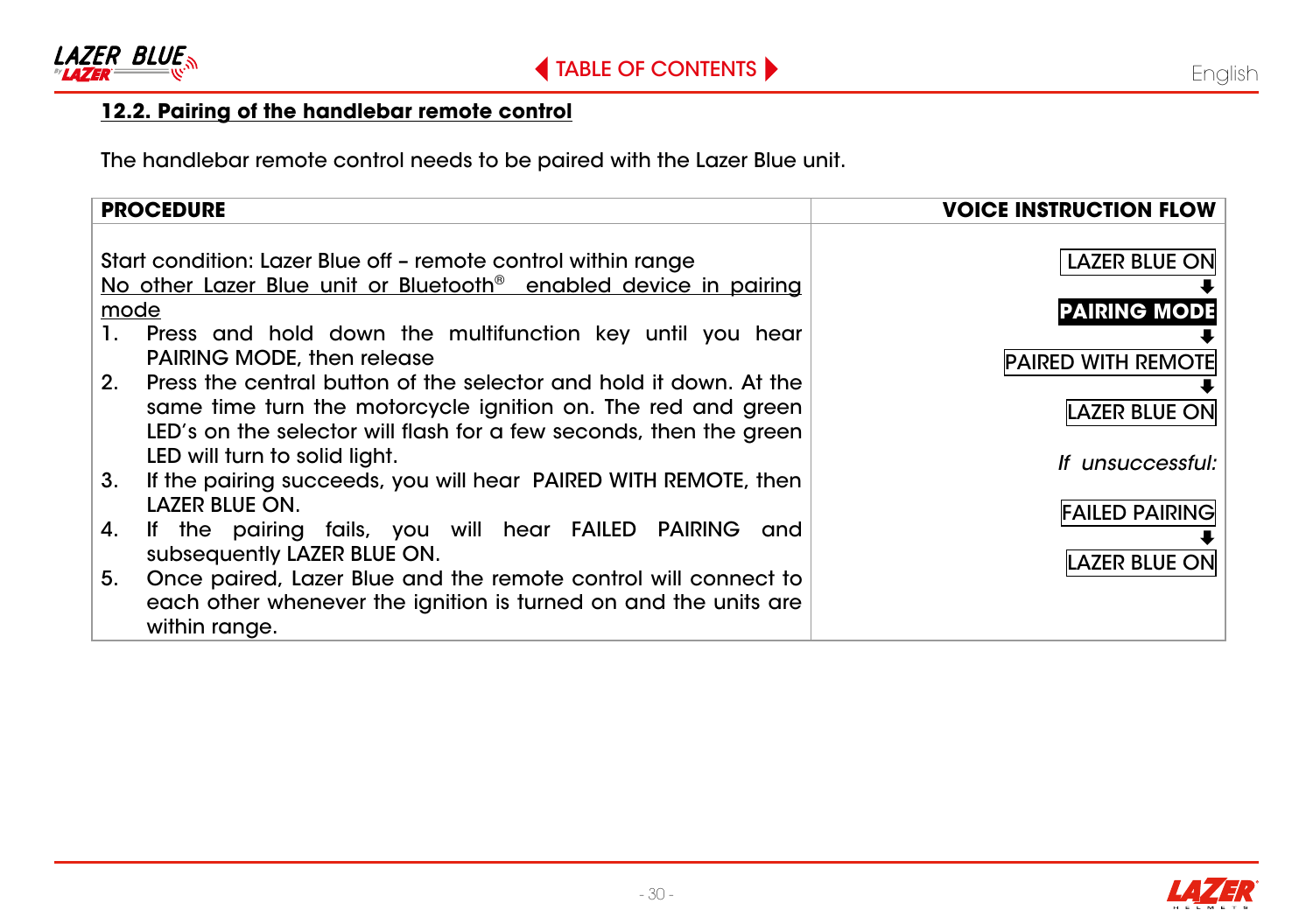## 12.2. Pairing of the handlebar remote control

The handlebar remote control needs to be paired with the Lazer Blue unit.

| PROCEDURE | VOICE INSTRUCTION FLOW |
|---|---|
| Start condition: Lazer Blue off – remote control within range<br>No other Lazer Blue unit or Bluetooth® enabled device in pairing mode<br>1. Press and hold down the multifunction key until you hear PAIRING MODE, then release<br>2. Press the central button of the selector and hold it down. At the same time turn the motorcycle ignition on. The red and green LED's on the selector will flash for a few seconds, then the green LED will turn to solid light.<br>3. If the pairing succeeds, you will hear PAIRED WITH REMOTE, then LAZER BLUE ON.<br>4. If the pairing fails, you will hear FAILED PAIRING and subsequently LAZER BLUE ON.<br>5. Once paired, Lazer Blue and the remote control will connect to each other whenever the ignition is turned on and the units are within range. | LAZER BLUE ON<br>⬇<br>**PAIRING MODE**<br>⬇<br>PAIRED WITH REMOTE<br>⬇<br>LAZER BLUE ON<br><br>*If unsuccessful:*<br><br>FAILED PAIRING<br>⬇<br>LAZER BLUE ON |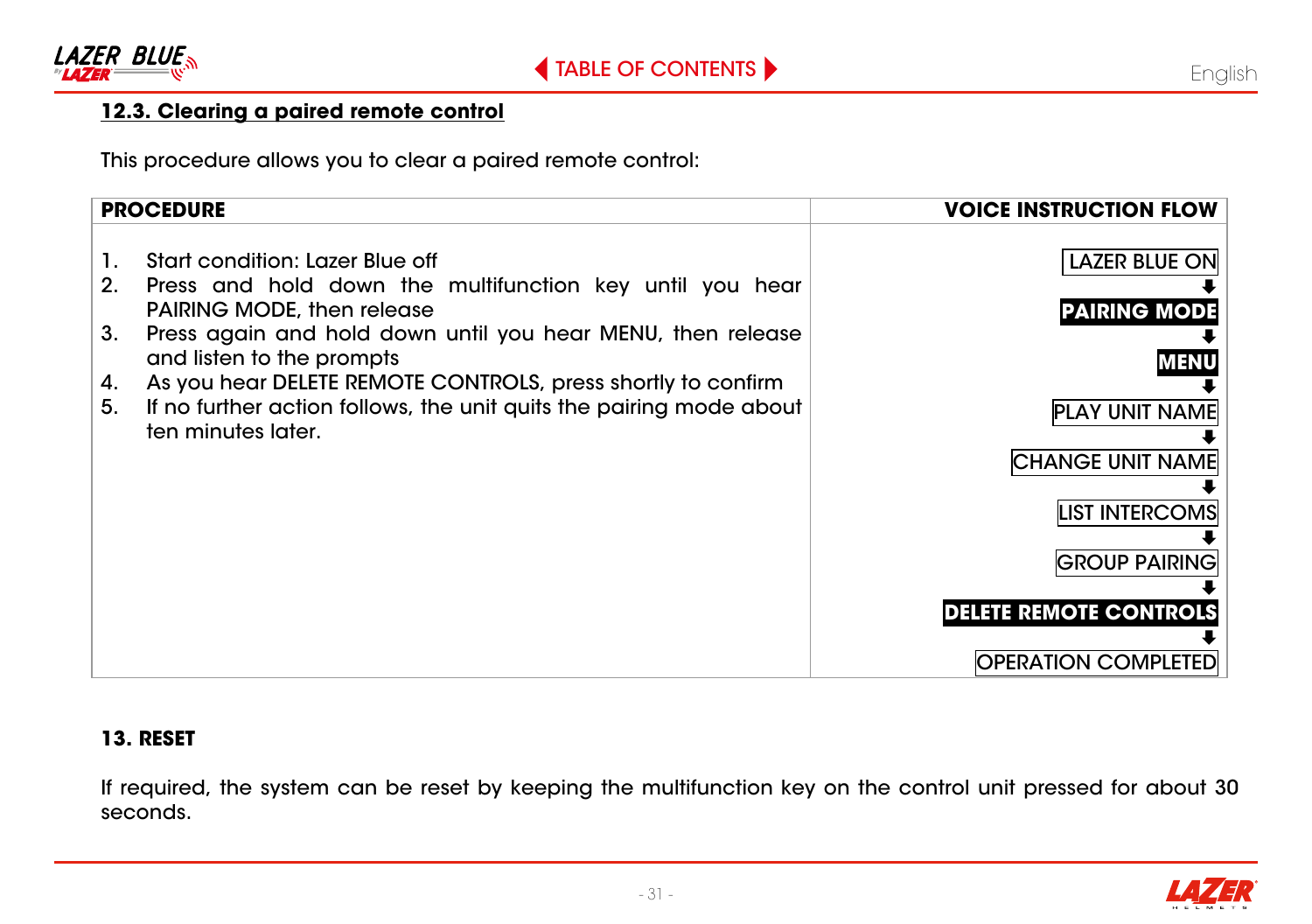### 12.3. Clearing a paired remote control

This procedure allows you to clear a paired remote control:

| PROCEDURE | VOICE INSTRUCTION FLOW |
|---|---|
| 1. Start condition: Lazer Blue off<br>2. Press and hold down the multifunction key until you hear PAIRING MODE, then release<br>3. Press again and hold down until you hear MENU, then release and listen to the prompts<br>4. As you hear DELETE REMOTE CONTROLS, press shortly to confirm<br>5. If no further action follows, the unit quits the pairing mode about ten minutes later. | LAZER BLUE ON<br>⬇<br>**PAIRING MODE**<br>⬇<br>**MENU**<br>⬇<br>PLAY UNIT NAME<br>⬇<br>CHANGE UNIT NAME<br>⬇<br>LIST INTERCOMS<br>⬇<br>GROUP PAIRING<br>⬇<br>**DELETE REMOTE CONTROLS**<br>⬇<br>OPERATION COMPLETED |

## 13. RESET

If required, the system can be reset by keeping the multifunction key on the control unit pressed for about 30 seconds.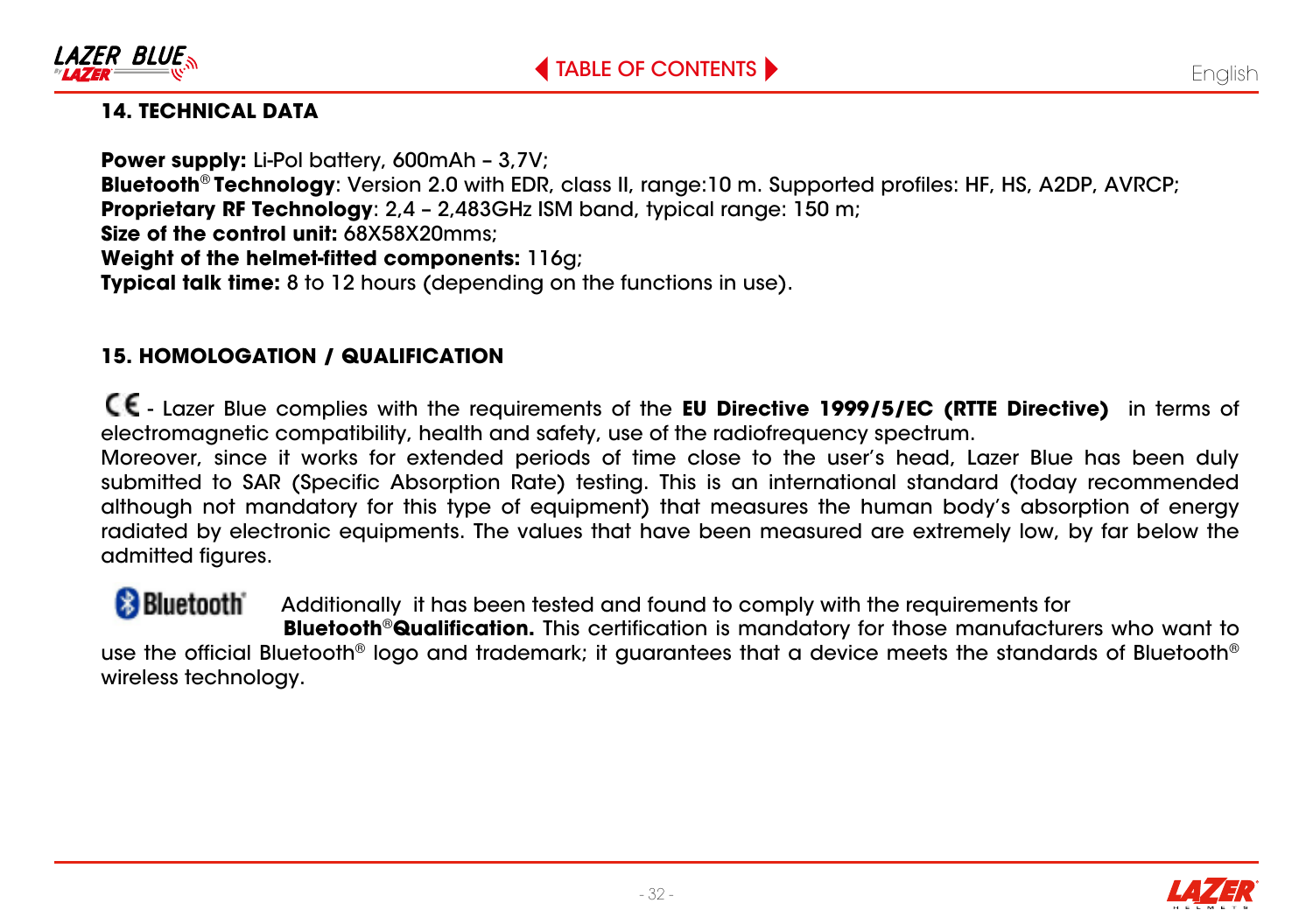## 14. TECHNICAL DATA

**Power supply:** Li-Pol battery, 600mAh – 3,7V;
**Bluetooth® Technology**: Version 2.0 with EDR, class II, range:10 m. Supported profiles: HF, HS, A2DP, AVRCP;
**Proprietary RF Technology**: 2,4 – 2,483GHz ISM band, typical range: 150 m;
**Size of the control unit:** 68X58X20mms;
**Weight of the helmet-fitted components:** 116g;
**Typical talk time:** 8 to 12 hours (depending on the functions in use).

## 15. HOMOLOGATION / QUALIFICATION

CE - Lazer Blue complies with the requirements of the **EU Directive 1999/5/EC (RTTE Directive)** in terms of electromagnetic compatibility, health and safety, use of the radiofrequency spectrum.
Moreover, since it works for extended periods of time close to the user's head, Lazer Blue has been duly submitted to SAR (Specific Absorption Rate) testing. This is an international standard (today recommended although not mandatory for this type of equipment) that measures the human body's absorption of energy radiated by electronic equipments. The values that have been measured are extremely low, by far below the admitted figures.

Bluetooth® Additionally it has been tested and found to comply with the requirements for **Bluetooth®Qualification.** This certification is mandatory for those manufacturers who want to use the official Bluetooth® logo and trademark; it guarantees that a device meets the standards of Bluetooth® wireless technology.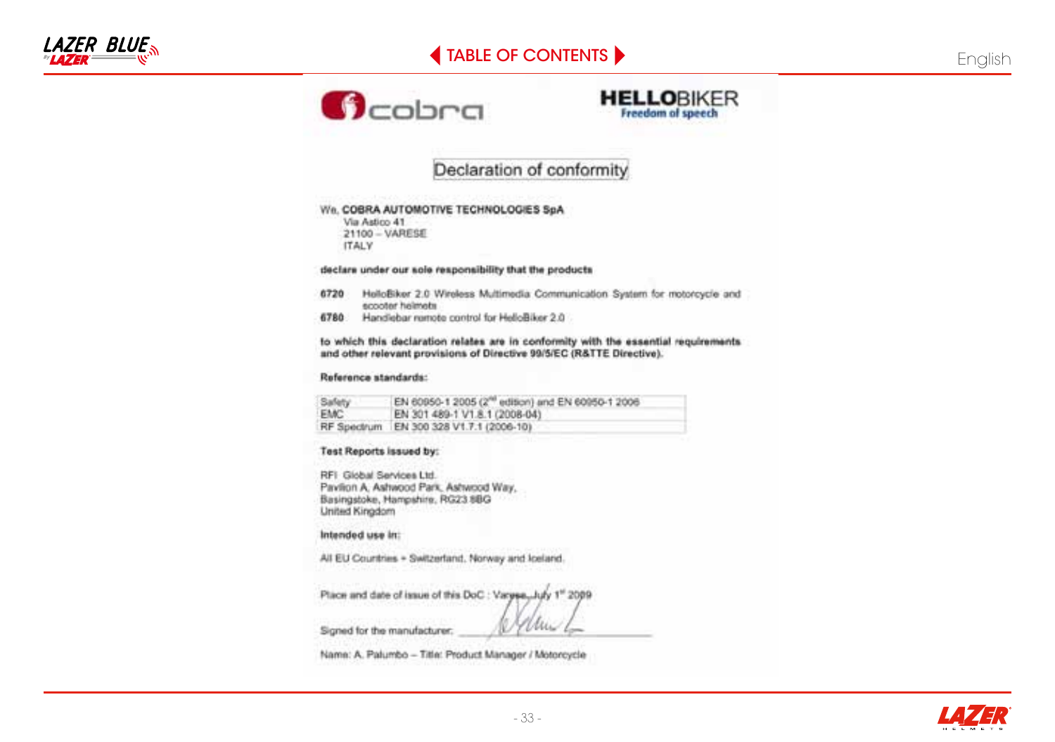cobra

**HELLOBIKER**
Freedom of speech

# Declaration of conformity

We, **COBRA AUTOMOTIVE TECHNOLOGIES SpA**
Via Astico 41
21100 – VARESE
ITALY

**declare under our sole responsibility that the products**

**6720** HelloBiker 2.0 Wireless Multimedia Communication System for motorcycle and scooter helmets
**6780** Handlebar remote control for HelloBiker 2.0

**to which this declaration relates are in conformity with the essential requirements and other relevant provisions of Directive 99/5/EC (R&TTE Directive).**

**Reference standards:**

| | |
|---|---|
| Safety | EN 60950-1 2005 (2nd edition) and EN 60950-1 2006 |
| EMC | EN 301 489-1 V1.8.1 (2008-04) |
| RF Spectrum | EN 300 328 V1.7.1 (2006-10) |

**Test Reports issued by:**

RFI Global Services Ltd.
Pavilion A, Ashwood Park, Ashwood Way,
Basingstoke, Hampshire, RG23 8BG
United Kingdom

**Intended use in:**

All EU Countries + Switzerland, Norway and Iceland.

Place and date of issue of this DoC : Varese, July 1st 2009

Signed for the manufacturer:

Name: A. Palumbo – Title: Product Manager / Motorcycle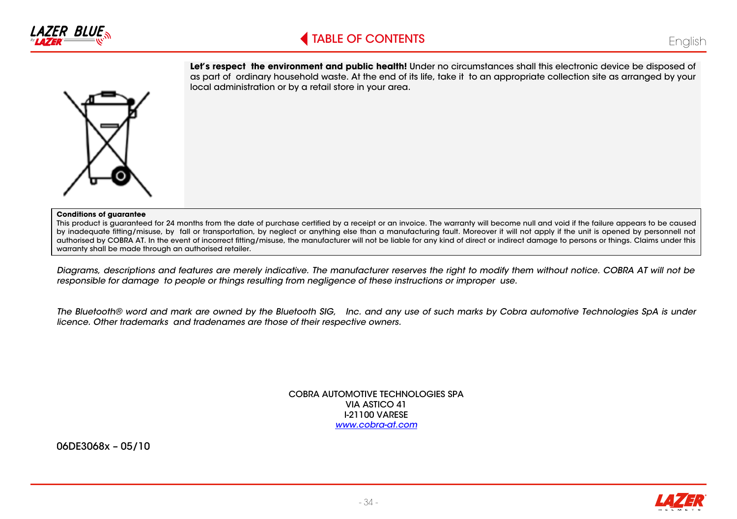**Let's respect the environment and public health!** Under no circumstances shall this electronic device be disposed of as part of ordinary household waste. At the end of its life, take it to an appropriate collection site as arranged by your local administration or by a retail store in your area.

**Conditions of guarantee**

This product is guaranteed for 24 months from the date of purchase certified by a receipt or an invoice. The warranty will become null and void if the failure appears to be caused by inadequate fitting/misuse, by fall or transportation, by neglect or anything else than a manufacturing fault. Moreover it will not apply if the unit is opened by personnell not authorised by COBRA AT. In the event of incorrect fitting/misuse, the manufacturer will not be liable for any kind of direct or indirect damage to persons or things. Claims under this warranty shall be made through an authorised retailer.

*Diagrams, descriptions and features are merely indicative. The manufacturer reserves the right to modify them without notice. COBRA AT will not be responsible for damage to people or things resulting from negligence of these instructions or improper use.*

*The Bluetooth® word and mark are owned by the Bluetooth SIG, Inc. and any use of such marks by Cobra automotive Technologies SpA is under licence. Other trademarks and tradenames are those of their respective owners.*

COBRA AUTOMOTIVE TECHNOLOGIES SPA
VIA ASTICO 41
I-21100 VARESE
www.cobra-at.com

06DE3068x – 05/10